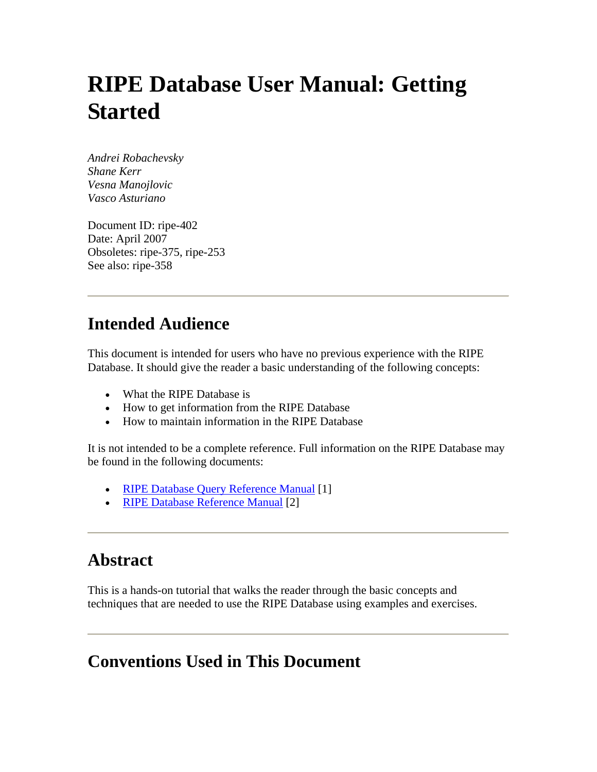# RIPE Database User Manual: Getting Started

*Andrei Robachevsky*
*Shane Kerr*
*Vesna Manojlovic*
*Vasco Asturiano*

Document ID: ripe-402
Date: April 2007
Obsoletes: ripe-375, ripe-253
See also: ripe-358

---

## Intended Audience

This document is intended for users who have no previous experience with the RIPE Database. It should give the reader a basic understanding of the following concepts:

- What the RIPE Database is
- How to get information from the RIPE Database
- How to maintain information in the RIPE Database

It is not intended to be a complete reference. Full information on the RIPE Database may be found in the following documents:

- RIPE Database Query Reference Manual [1]
- RIPE Database Reference Manual [2]

---

## Abstract

This is a hands-on tutorial that walks the reader through the basic concepts and techniques that are needed to use the RIPE Database using examples and exercises.

---

## Conventions Used in This Document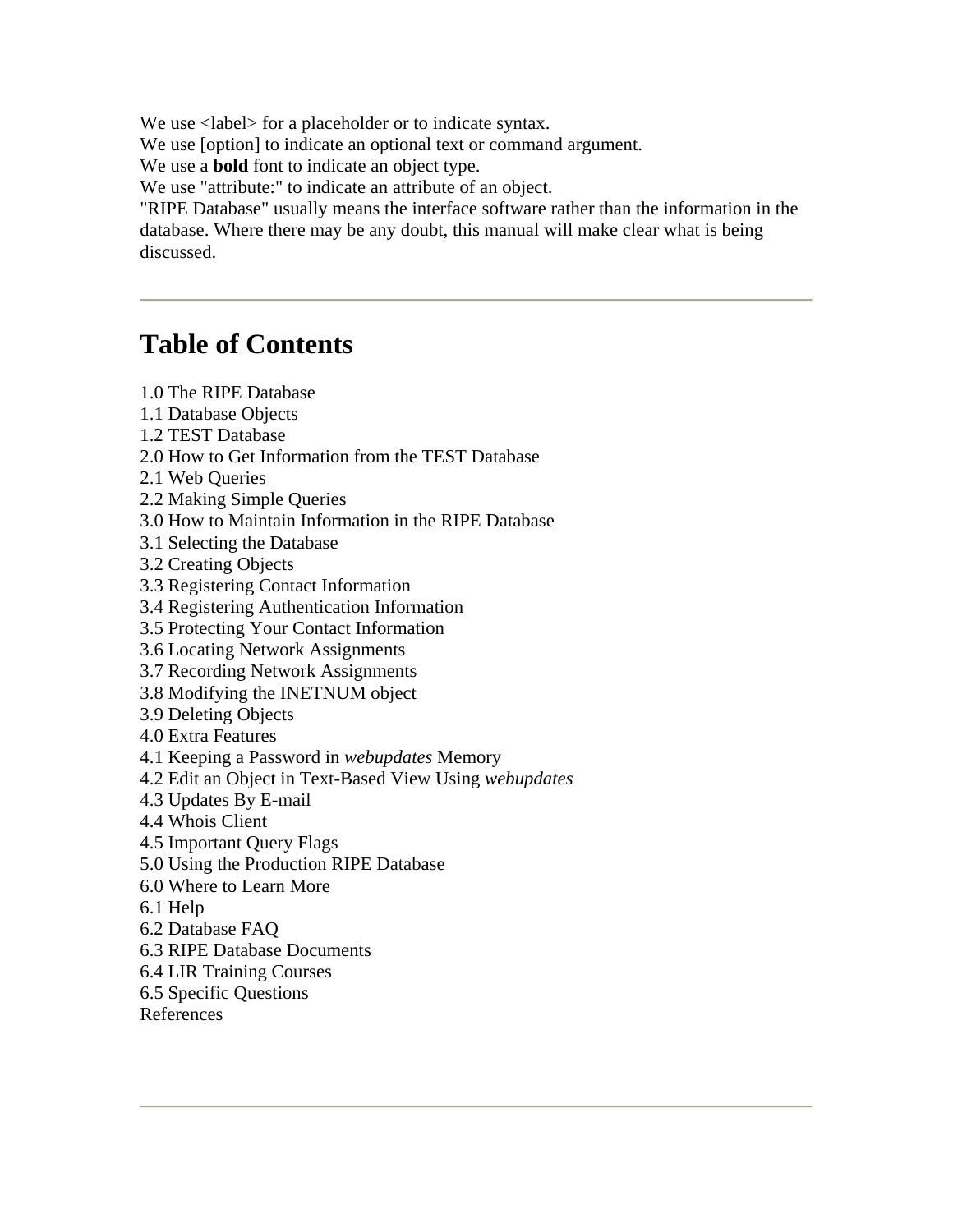We use <label> for a placeholder or to indicate syntax.
We use [option] to indicate an optional text or command argument.
We use a **bold** font to indicate an object type.
We use "attribute:" to indicate an attribute of an object.
"RIPE Database" usually means the interface software rather than the information in the database. Where there may be any doubt, this manual will make clear what is being discussed.

---

# Table of Contents

1.0 The RIPE Database
1.1 Database Objects
1.2 TEST Database
2.0 How to Get Information from the TEST Database
2.1 Web Queries
2.2 Making Simple Queries
3.0 How to Maintain Information in the RIPE Database
3.1 Selecting the Database
3.2 Creating Objects
3.3 Registering Contact Information
3.4 Registering Authentication Information
3.5 Protecting Your Contact Information
3.6 Locating Network Assignments
3.7 Recording Network Assignments
3.8 Modifying the INETNUM object
3.9 Deleting Objects
4.0 Extra Features
4.1 Keeping a Password in *webupdates* Memory
4.2 Edit an Object in Text-Based View Using *webupdates*
4.3 Updates By E-mail
4.4 Whois Client
4.5 Important Query Flags
5.0 Using the Production RIPE Database
6.0 Where to Learn More
6.1 Help
6.2 Database FAQ
6.3 RIPE Database Documents
6.4 LIR Training Courses
6.5 Specific Questions
References

---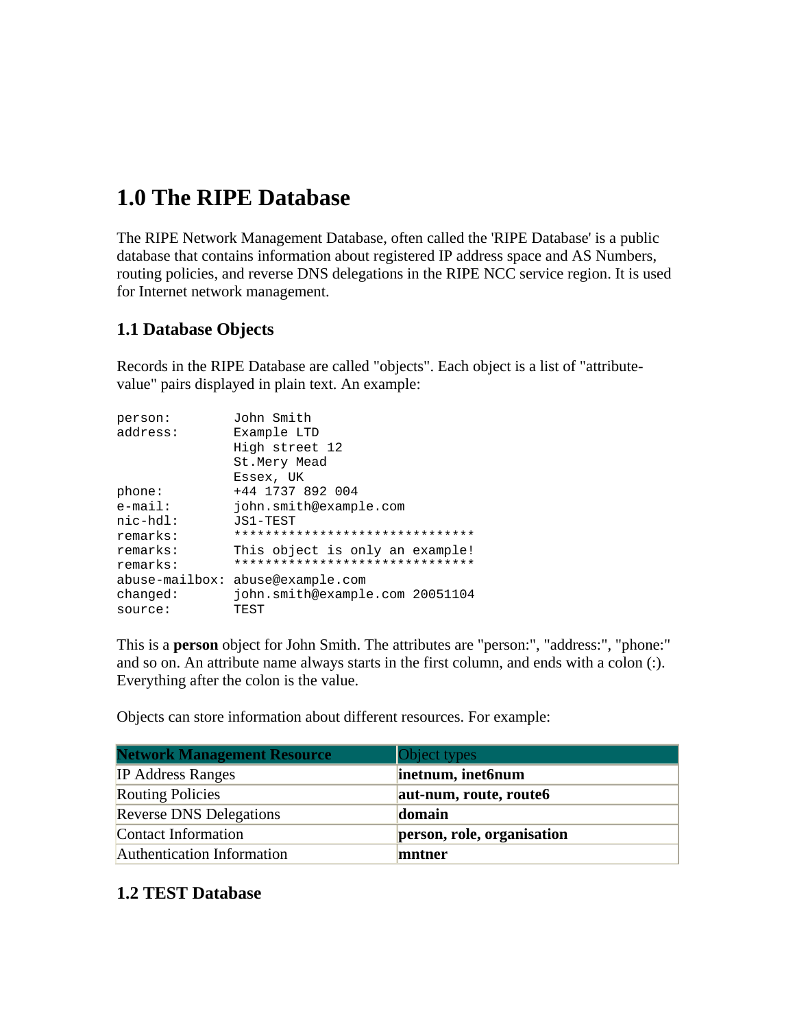# 1.0 The RIPE Database

The RIPE Network Management Database, often called the 'RIPE Database' is a public database that contains information about registered IP address space and AS Numbers, routing policies, and reverse DNS delegations in the RIPE NCC service region. It is used for Internet network management.

## 1.1 Database Objects

Records in the RIPE Database are called "objects". Each object is a list of "attribute-value" pairs displayed in plain text. An example:

```
person:        John Smith
address:       Example LTD
               High street 12
               St.Mery Mead
               Essex, UK
phone:         +44 1737 892 004
e-mail:        john.smith@example.com
nic-hdl:       JS1-TEST
remarks:       *******************************
remarks:       This object is only an example!
remarks:       *******************************
abuse-mailbox: abuse@example.com
changed:       john.smith@example.com 20051104
source:        TEST
```

This is a **person** object for John Smith. The attributes are "person:", "address:", "phone:" and so on. An attribute name always starts in the first column, and ends with a colon (:). Everything after the colon is the value.

Objects can store information about different resources. For example:

| Network Management Resource | Object types |
|---|---|
| IP Address Ranges | **inetnum, inet6num** |
| Routing Policies | **aut-num, route, route6** |
| Reverse DNS Delegations | **domain** |
| Contact Information | **person, role, organisation** |
| Authentication Information | **mntner** |

## 1.2 TEST Database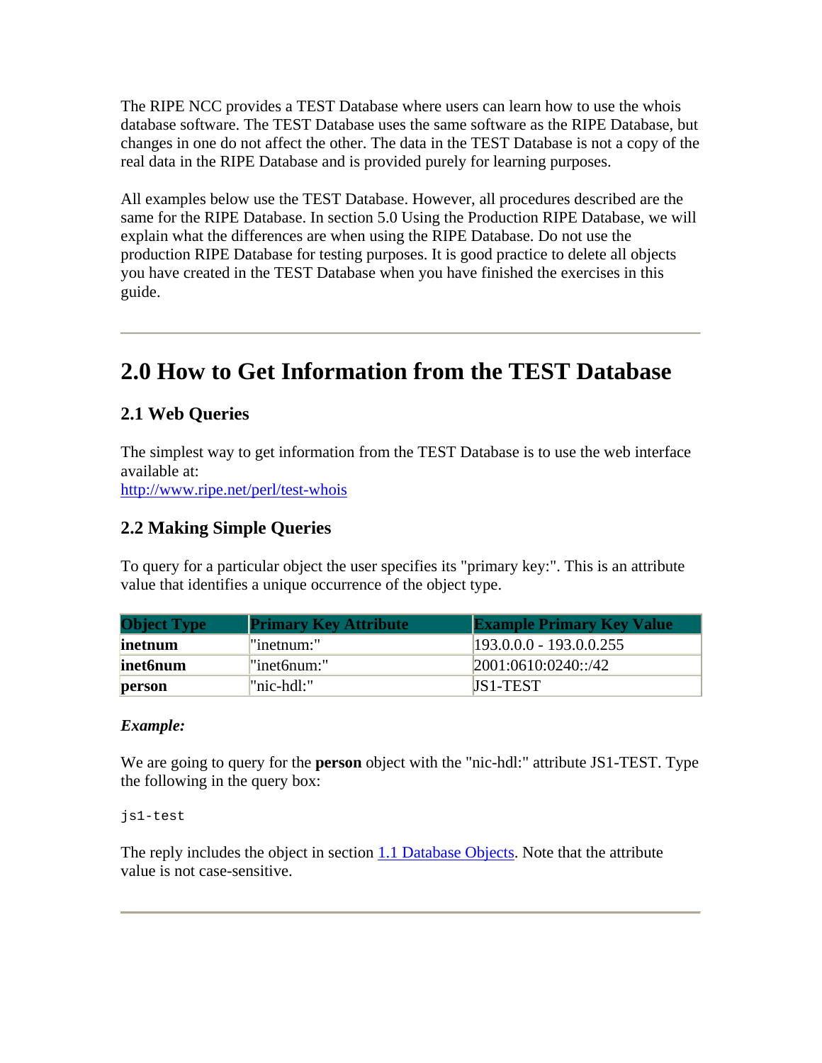The RIPE NCC provides a TEST Database where users can learn how to use the whois database software. The TEST Database uses the same software as the RIPE Database, but changes in one do not affect the other. The data in the TEST Database is not a copy of the real data in the RIPE Database and is provided purely for learning purposes.

All examples below use the TEST Database. However, all procedures described are the same for the RIPE Database. In section 5.0 Using the Production RIPE Database, we will explain what the differences are when using the RIPE Database. Do not use the production RIPE Database for testing purposes. It is good practice to delete all objects you have created in the TEST Database when you have finished the exercises in this guide.

---

# 2.0 How to Get Information from the TEST Database

## 2.1 Web Queries

The simplest way to get information from the TEST Database is to use the web interface available at:
[http://www.ripe.net/perl/test-whois](http://www.ripe.net/perl/test-whois)

## 2.2 Making Simple Queries

To query for a particular object the user specifies its "primary key:". This is an attribute value that identifies a unique occurrence of the object type.

| Object Type | Primary Key Attribute | Example Primary Key Value |
| --- | --- | --- |
| **inetnum** | "inetnum:" | 193.0.0.0 - 193.0.0.255 |
| **inet6num** | "inet6num:" | 2001:0610:0240::/42 |
| **person** | "nic-hdl:" | JS1-TEST |

***Example:***

We are going to query for the **person** object with the "nic-hdl:" attribute JS1-TEST. Type the following in the query box:

```
js1-test
```

The reply includes the object in section [1.1 Database Objects](). Note that the attribute value is not case-sensitive.

---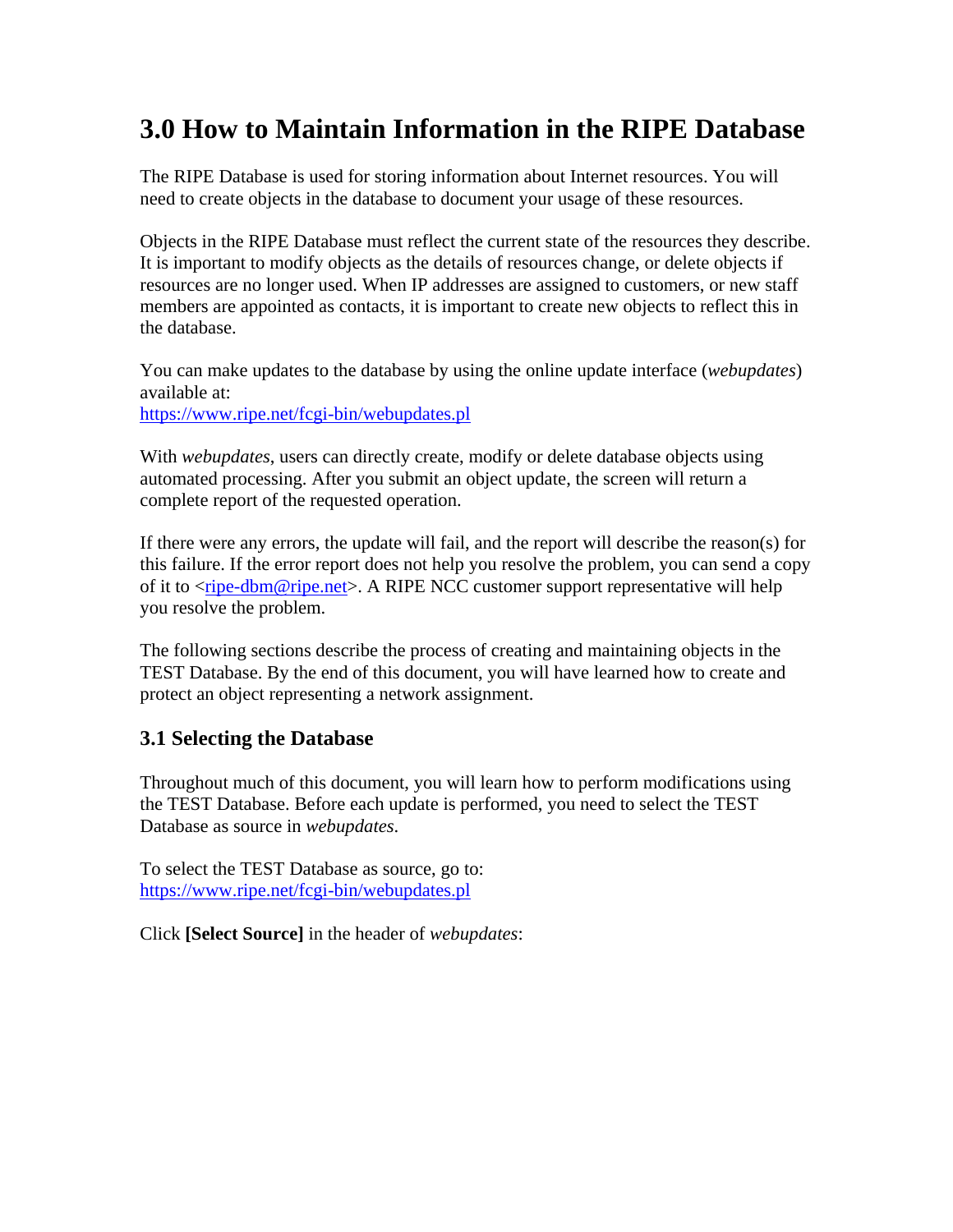# 3.0 How to Maintain Information in the RIPE Database

The RIPE Database is used for storing information about Internet resources. You will need to create objects in the database to document your usage of these resources.

Objects in the RIPE Database must reflect the current state of the resources they describe. It is important to modify objects as the details of resources change, or delete objects if resources are no longer used. When IP addresses are assigned to customers, or new staff members are appointed as contacts, it is important to create new objects to reflect this in the database.

You can make updates to the database by using the online update interface (*webupdates*) available at:
https://www.ripe.net/fcgi-bin/webupdates.pl

With *webupdates*, users can directly create, modify or delete database objects using automated processing. After you submit an object update, the screen will return a complete report of the requested operation.

If there were any errors, the update will fail, and the report will describe the reason(s) for this failure. If the error report does not help you resolve the problem, you can send a copy of it to <ripe-dbm@ripe.net>. A RIPE NCC customer support representative will help you resolve the problem.

The following sections describe the process of creating and maintaining objects in the TEST Database. By the end of this document, you will have learned how to create and protect an object representing a network assignment.

## 3.1 Selecting the Database

Throughout much of this document, you will learn how to perform modifications using the TEST Database. Before each update is performed, you need to select the TEST Database as source in *webupdates*.

To select the TEST Database as source, go to:
https://www.ripe.net/fcgi-bin/webupdates.pl

Click **[Select Source]** in the header of *webupdates*: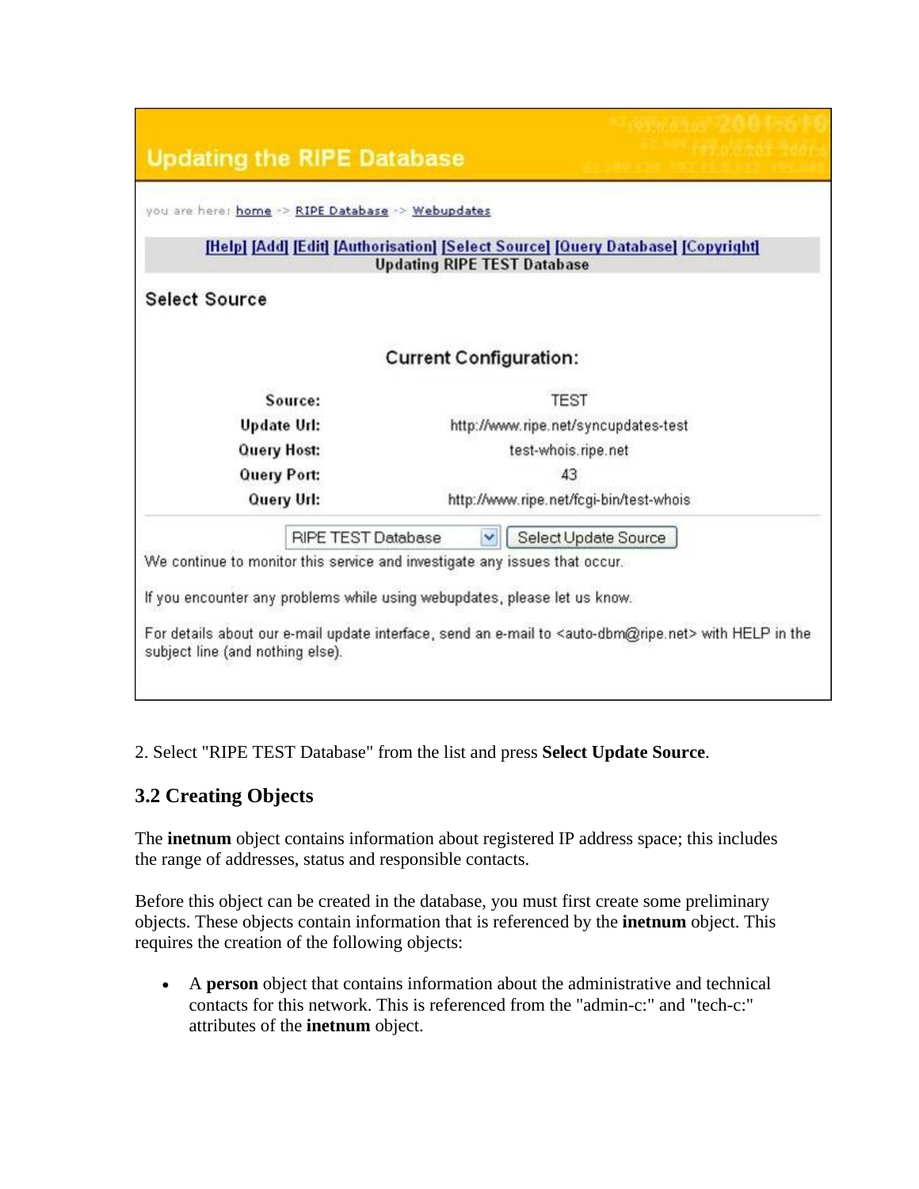2. Select "RIPE TEST Database" from the list and press **Select Update Source**.

### 3.2 Creating Objects

The **inetnum** object contains information about registered IP address space; this includes the range of addresses, status and responsible contacts.

Before this object can be created in the database, you must first create some preliminary objects. These objects contain information that is referenced by the **inetnum** object. This requires the creation of the following objects:

- A **person** object that contains information about the administrative and technical contacts for this network. This is referenced from the "admin-c:" and "tech-c:" attributes of the **inetnum** object.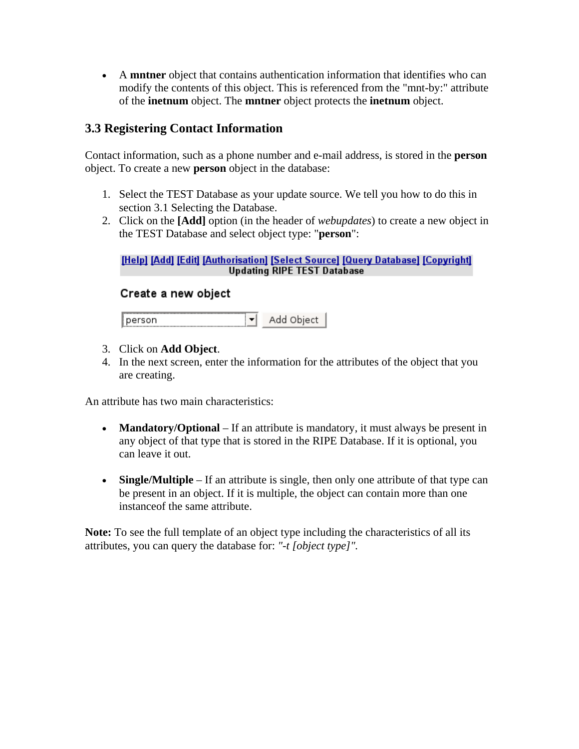- A **mntner** object that contains authentication information that identifies who can modify the contents of this object. This is referenced from the "mnt-by:" attribute of the **inetnum** object. The **mntner** object protects the **inetnum** object.

### 3.3 Registering Contact Information

Contact information, such as a phone number and e-mail address, is stored in the **person** object. To create a new **person** object in the database:

1. Select the TEST Database as your update source. We tell you how to do this in section 3.1 Selecting the Database.
2. Click on the **[Add]** option (in the header of *webupdates*) to create a new object in the TEST Database and select object type: "**person**":

   [Help] [Add] [Edit] [Authorisation] [Select Source] [Query Database] [Copyright]
   Updating RIPE TEST Database

   Create a new object

   person | Add Object

3. Click on **Add Object**.
4. In the next screen, enter the information for the attributes of the object that you are creating.

An attribute has two main characteristics:

- **Mandatory/Optional** – If an attribute is mandatory, it must always be present in any object of that type that is stored in the RIPE Database. If it is optional, you can leave it out.

- **Single/Multiple** – If an attribute is single, then only one attribute of that type can be present in an object. If it is multiple, the object can contain more than one instanceof the same attribute.

**Note:** To see the full template of an object type including the characteristics of all its attributes, you can query the database for: *"-t [object type]"*.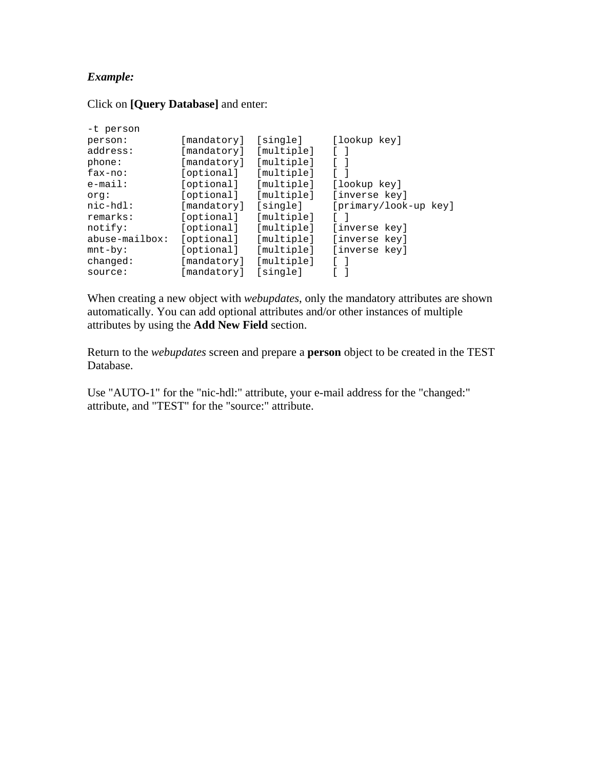***Example:***

Click on **[Query Database]** and enter:

```
-t person
person:         [mandatory]  [single]     [lookup key]
address:        [mandatory]  [multiple]   [ ]
phone:          [mandatory]  [multiple]   [ ]
fax-no:         [optional]   [multiple]   [ ]
e-mail:         [optional]   [multiple]   [lookup key]
org:            [optional]   [multiple]   [inverse key]
nic-hdl:        [mandatory]  [single]     [primary/look-up key]
remarks:        [optional]   [multiple]   [ ]
notify:         [optional]   [multiple]   [inverse key]
abuse-mailbox:  [optional]   [multiple]   [inverse key]
mnt-by:         [optional]   [multiple]   [inverse key]
changed:        [mandatory]  [multiple]   [ ]
source:         [mandatory]  [single]     [ ]
```

When creating a new object with *webupdates*, only the mandatory attributes are shown automatically. You can add optional attributes and/or other instances of multiple attributes by using the **Add New Field** section.

Return to the *webupdates* screen and prepare a **person** object to be created in the TEST Database.

Use "AUTO-1" for the "nic-hdl:" attribute, your e-mail address for the "changed:" attribute, and "TEST" for the "source:" attribute.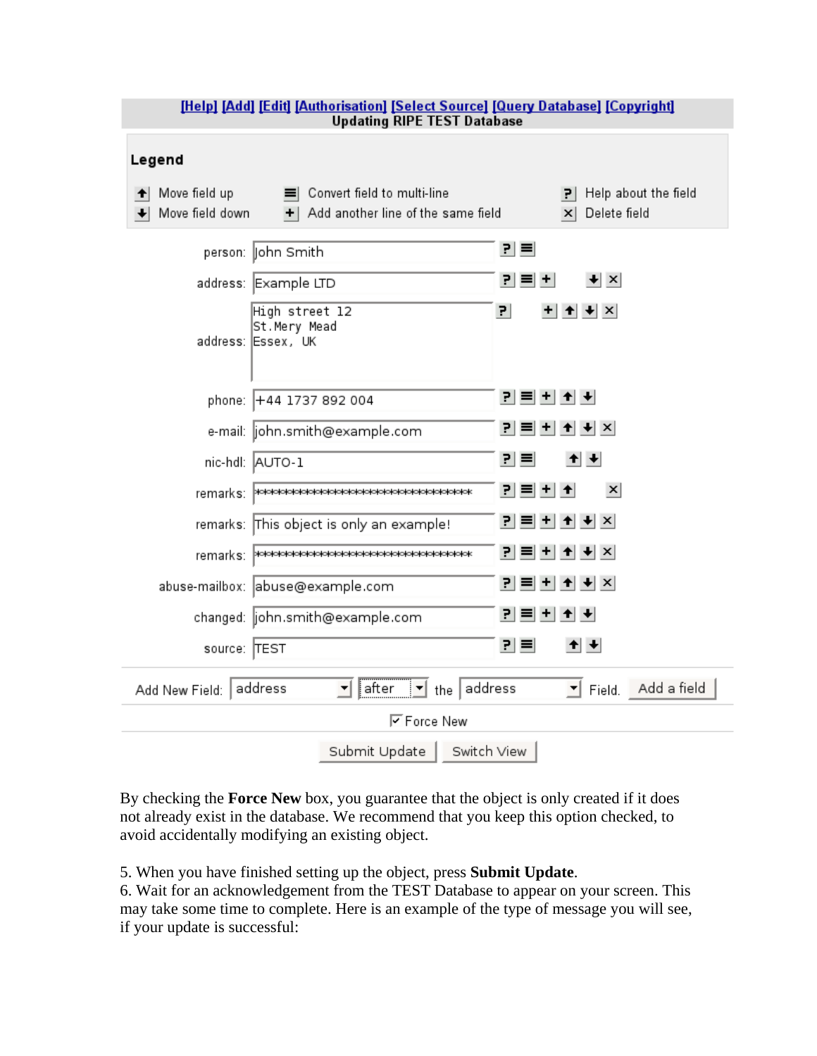[Help] [Add] [Edit] [Authorisation] [Select Source] [Query Database] [Copyright]

**Updating RIPE TEST Database**

**Legend**

| | | |
|---|---|---|
| Move field up | Convert field to multi-line | Help about the field |
| Move field down | Add another line of the same field | Delete field |

| Field | Value |
|---|---|
| person: | John Smith |
| address: | Example LTD |
| address: | High street 12<br>St.Mery Mead<br>Essex, UK |
| phone: | +44 1737 892 004 |
| e-mail: | john.smith@example.com |
| nic-hdl: | AUTO-1 |
| remarks: | ********************************* |
| remarks: | This object is only an example! |
| remarks: | ********************************* |
| abuse-mailbox: | abuse@example.com |
| changed: | john.smith@example.com |
| source: | TEST |

Add New Field: address after the address Field. Add a field

☑ Force New

Submit Update Switch View

By checking the **Force New** box, you guarantee that the object is only created if it does not already exist in the database. We recommend that you keep this option checked, to avoid accidentally modifying an existing object.

5. When you have finished setting up the object, press **Submit Update**.
6. Wait for an acknowledgement from the TEST Database to appear on your screen. This may take some time to complete. Here is an example of the type of message you will see, if your update is successful: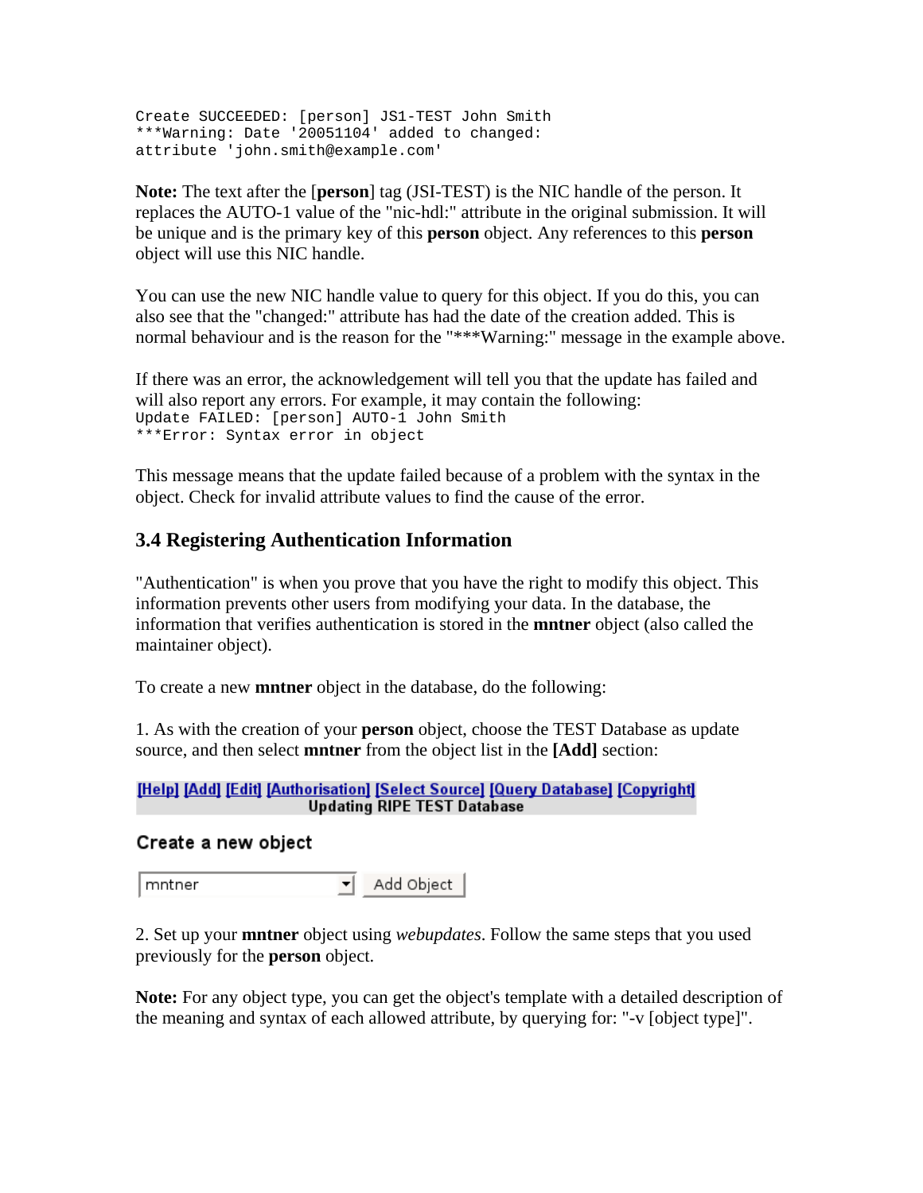```
Create SUCCEEDED: [person] JS1-TEST John Smith
***Warning: Date '20051104' added to changed:
attribute 'john.smith@example.com'
```

**Note:** The text after the [**person**] tag (JSI-TEST) is the NIC handle of the person. It replaces the AUTO-1 value of the "nic-hdl:" attribute in the original submission. It will be unique and is the primary key of this **person** object. Any references to this **person** object will use this NIC handle.

You can use the new NIC handle value to query for this object. If you do this, you can also see that the "changed:" attribute has had the date of the creation added. This is normal behaviour and is the reason for the "***Warning:" message in the example above.

If there was an error, the acknowledgement will tell you that the update has failed and will also report any errors. For example, it may contain the following:

```
Update FAILED: [person] AUTO-1 John Smith
***Error: Syntax error in object
```

This message means that the update failed because of a problem with the syntax in the object. Check for invalid attribute values to find the cause of the error.

### 3.4 Registering Authentication Information

"Authentication" is when you prove that you have the right to modify this object. This information prevents other users from modifying your data. In the database, the information that verifies authentication is stored in the **mntner** object (also called the maintainer object).

To create a new **mntner** object in the database, do the following:

1. As with the creation of your **person** object, choose the TEST Database as update source, and then select **mntner** from the object list in the **[Add]** section:

[Help] [Add] [Edit] [Authorisation] [Select Source] [Query Database] [Copyright]
**Updating RIPE TEST Database**

**Create a new object**

mntner ▾ Add Object

2. Set up your **mntner** object using *webupdates*. Follow the same steps that you used previously for the **person** object.

**Note:** For any object type, you can get the object's template with a detailed description of the meaning and syntax of each allowed attribute, by querying for: "-v [object type]".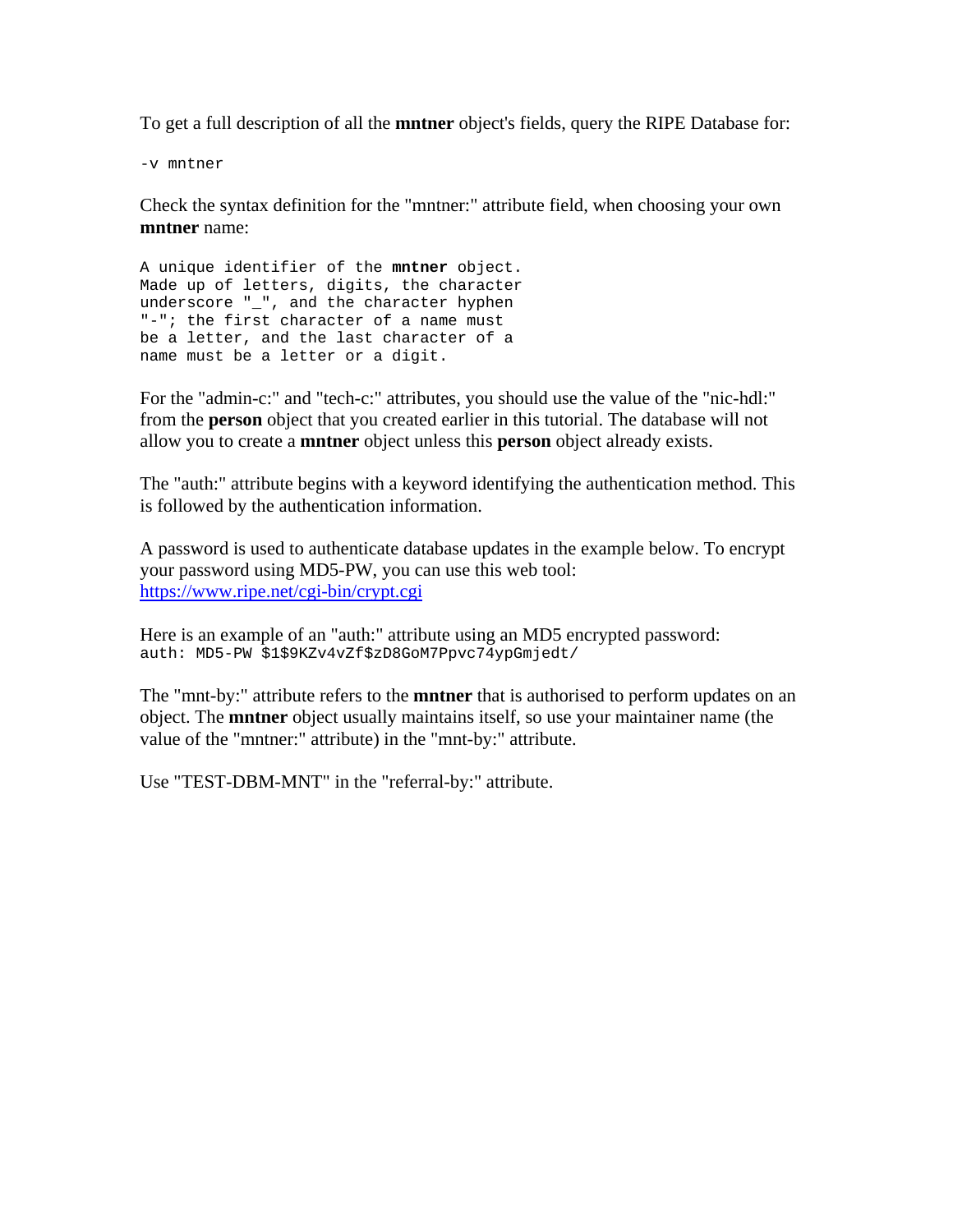To get a full description of all the **mntner** object's fields, query the RIPE Database for:

```
-v mntner
```

Check the syntax definition for the "mntner:" attribute field, when choosing your own **mntner** name:

```
A unique identifier of the mntner object.
Made up of letters, digits, the character
underscore "_", and the character hyphen
"-"; the first character of a name must
be a letter, and the last character of a
name must be a letter or a digit.
```

For the "admin-c:" and "tech-c:" attributes, you should use the value of the "nic-hdl:" from the **person** object that you created earlier in this tutorial. The database will not allow you to create a **mntner** object unless this **person** object already exists.

The "auth:" attribute begins with a keyword identifying the authentication method. This is followed by the authentication information.

A password is used to authenticate database updates in the example below. To encrypt your password using MD5-PW, you can use this web tool: https://www.ripe.net/cgi-bin/crypt.cgi

Here is an example of an "auth:" attribute using an MD5 encrypted password:

```
auth: MD5-PW $1$9KZv4vZf$zD8GoM7Ppvc74ypGmjedt/
```

The "mnt-by:" attribute refers to the **mntner** that is authorised to perform updates on an object. The **mntner** object usually maintains itself, so use your maintainer name (the value of the "mntner:" attribute) in the "mnt-by:" attribute.

Use "TEST-DBM-MNT" in the "referral-by:" attribute.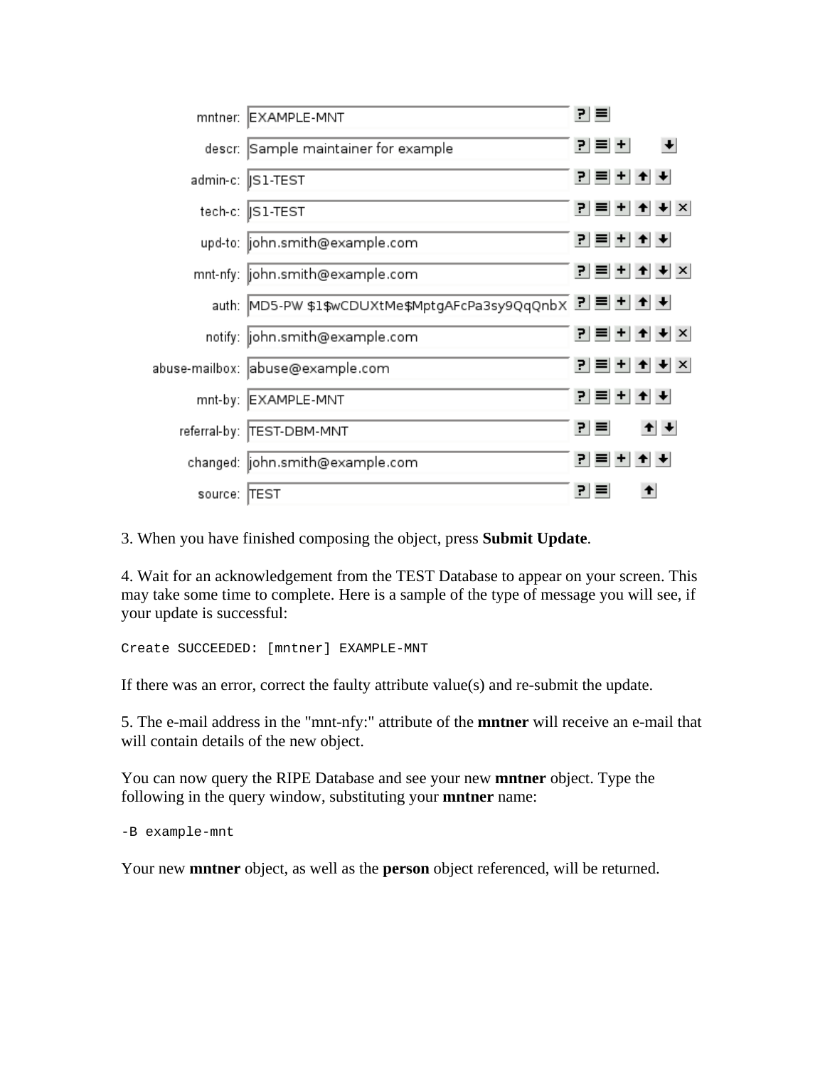| | |
|---|---|
| mntner: | EXAMPLE-MNT |
| descr: | Sample maintainer for example |
| admin-c: | JS1-TEST |
| tech-c: | JS1-TEST |
| upd-to: | john.smith@example.com |
| mnt-nfy: | john.smith@example.com |
| auth: | MD5-PW $1$wCDUXtMe$MptgAFcPa3sy9QqQnbX |
| notify: | john.smith@example.com |
| abuse-mailbox: | abuse@example.com |
| mnt-by: | EXAMPLE-MNT |
| referral-by: | TEST-DBM-MNT |
| changed: | john.smith@example.com |
| source: | TEST |

3. When you have finished composing the object, press **Submit Update**.

4. Wait for an acknowledgement from the TEST Database to appear on your screen. This may take some time to complete. Here is a sample of the type of message you will see, if your update is successful:

```
Create SUCCEEDED: [mntner] EXAMPLE-MNT
```

If there was an error, correct the faulty attribute value(s) and re-submit the update.

5. The e-mail address in the "mnt-nfy:" attribute of the **mntner** will receive an e-mail that will contain details of the new object.

You can now query the RIPE Database and see your new **mntner** object. Type the following in the query window, substituting your **mntner** name:

```
-B example-mnt
```

Your new **mntner** object, as well as the **person** object referenced, will be returned.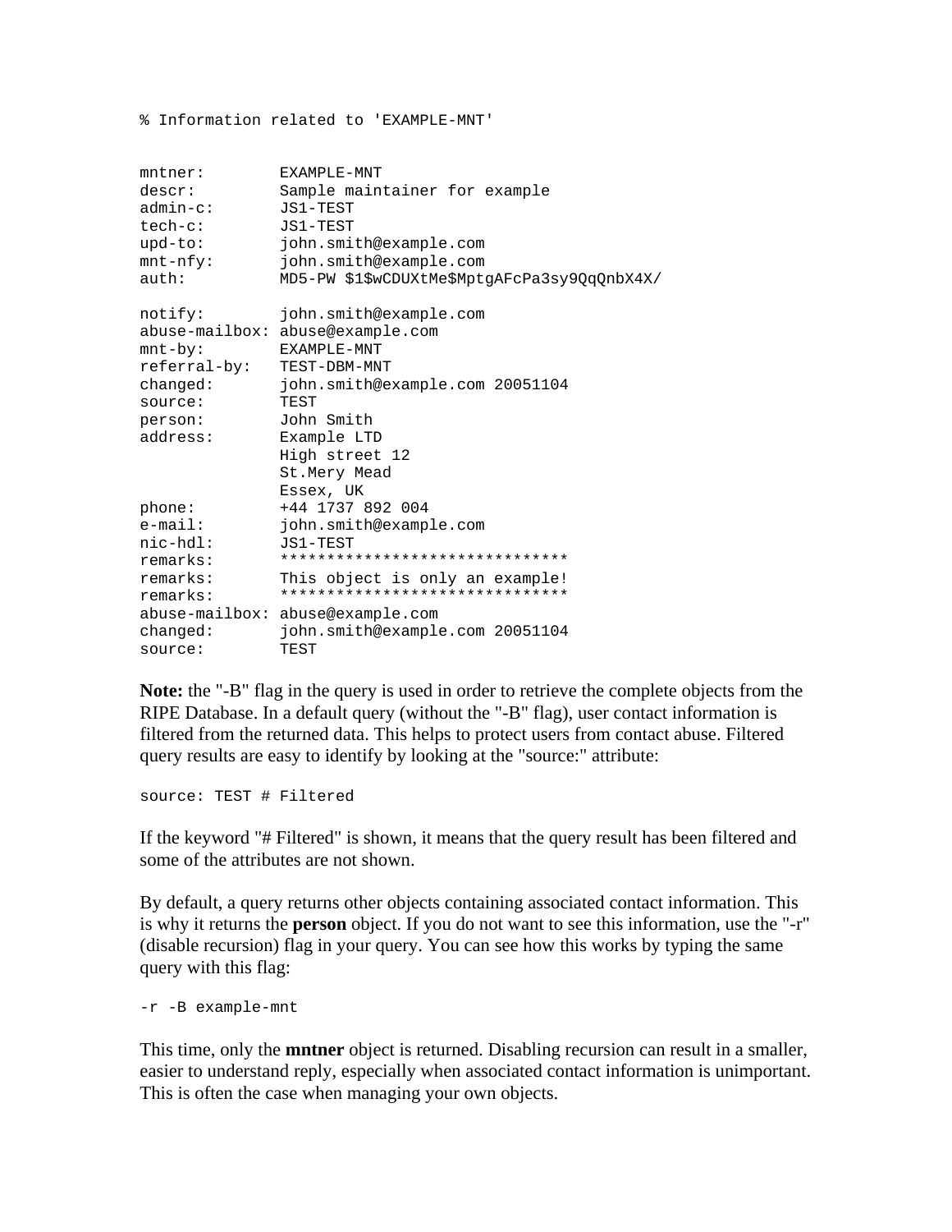```
% Information related to 'EXAMPLE-MNT'


mntner:        EXAMPLE-MNT
descr:         Sample maintainer for example
admin-c:       JS1-TEST
tech-c:        JS1-TEST
upd-to:        john.smith@example.com
mnt-nfy:       john.smith@example.com
auth:          MD5-PW $1$wCDUXtMe$MptgAFcPa3sy9QqQnbX4X/

notify:        john.smith@example.com
abuse-mailbox: abuse@example.com
mnt-by:        EXAMPLE-MNT
referral-by:   TEST-DBM-MNT
changed:       john.smith@example.com 20051104
source:        TEST
person:        John Smith
address:       Example LTD
               High street 12
               St.Mery Mead
               Essex, UK
phone:         +44 1737 892 004
e-mail:        john.smith@example.com
nic-hdl:       JS1-TEST
remarks:       *******************************
remarks:       This object is only an example!
remarks:       *******************************
abuse-mailbox: abuse@example.com
changed:       john.smith@example.com 20051104
source:        TEST
```

**Note:** the "-B" flag in the query is used in order to retrieve the complete objects from the RIPE Database. In a default query (without the "-B" flag), user contact information is filtered from the returned data. This helps to protect users from contact abuse. Filtered query results are easy to identify by looking at the "source:" attribute:

```
source: TEST # Filtered
```

If the keyword "# Filtered" is shown, it means that the query result has been filtered and some of the attributes are not shown.

By default, a query returns other objects containing associated contact information. This is why it returns the **person** object. If you do not want to see this information, use the "-r" (disable recursion) flag in your query. You can see how this works by typing the same query with this flag:

```
-r -B example-mnt
```

This time, only the **mntner** object is returned. Disabling recursion can result in a smaller, easier to understand reply, especially when associated contact information is unimportant. This is often the case when managing your own objects.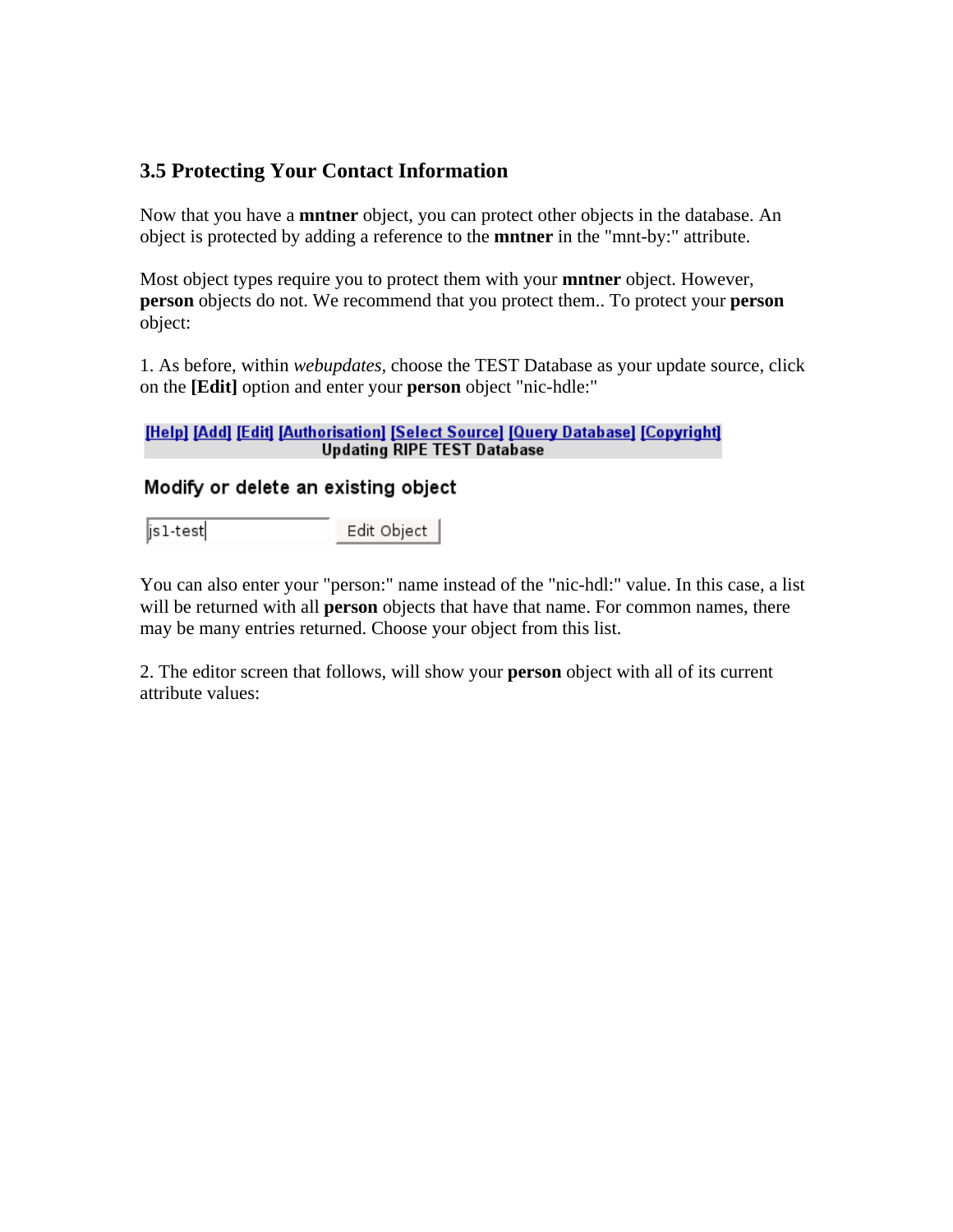### 3.5 Protecting Your Contact Information

Now that you have a **mntner** object, you can protect other objects in the database. An object is protected by adding a reference to the **mntner** in the "mnt-by:" attribute.

Most object types require you to protect them with your **mntner** object. However, **person** objects do not. We recommend that you protect them.. To protect your **person** object:

1. As before, within *webupdates*, choose the TEST Database as your update source, click on the **[Edit]** option and enter your **person** object "nic-hdle:"

[Help] [Add] [Edit] [Authorisation] [Select Source] [Query Database] [Copyright]
Updating RIPE TEST Database

Modify or delete an existing object

js1-test | Edit Object

You can also enter your "person:" name instead of the "nic-hdl:" value. In this case, a list will be returned with all **person** objects that have that name. For common names, there may be many entries returned. Choose your object from this list.

2. The editor screen that follows, will show your **person** object with all of its current attribute values: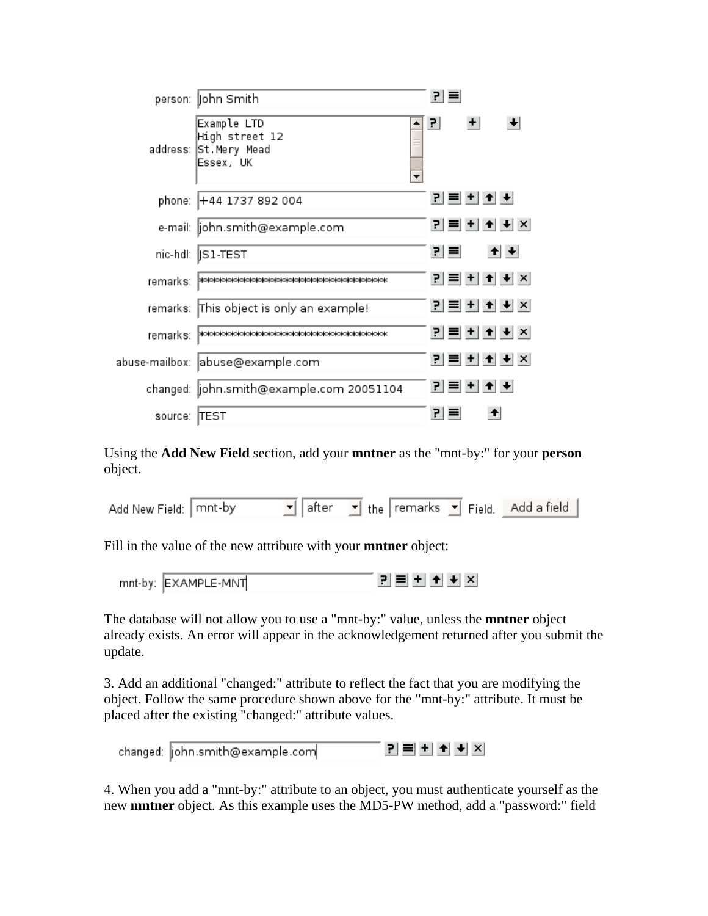| | |
|---|---|
| person: | John Smith |
| address: | Example LTD<br>High street 12<br>St.Mery Mead<br>Essex, UK |
| phone: | +44 1737 892 004 |
| e-mail: | john.smith@example.com |
| nic-hdl: | JS1-TEST |
| remarks: | ******************************** |
| remarks: | This object is only an example! |
| remarks: | ******************************** |
| abuse-mailbox: | abuse@example.com |
| changed: | john.smith@example.com 20051104 |
| source: | TEST |

Using the **Add New Field** section, add your **mntner** as the "mnt-by:" for your **person** object.

Add New Field: mnt-by after the remarks Field. Add a field

Fill in the value of the new attribute with your **mntner** object:

mnt-by: EXAMPLE-MNT

The database will not allow you to use a "mnt-by:" value, unless the **mntner** object already exists. An error will appear in the acknowledgement returned after you submit the update.

3. Add an additional "changed:" attribute to reflect the fact that you are modifying the object. Follow the same procedure shown above for the "mnt-by:" attribute. It must be placed after the existing "changed:" attribute values.

changed: john.smith@example.com

4. When you add a "mnt-by:" attribute to an object, you must authenticate yourself as the new **mntner** object. As this example uses the MD5-PW method, add a "password:" field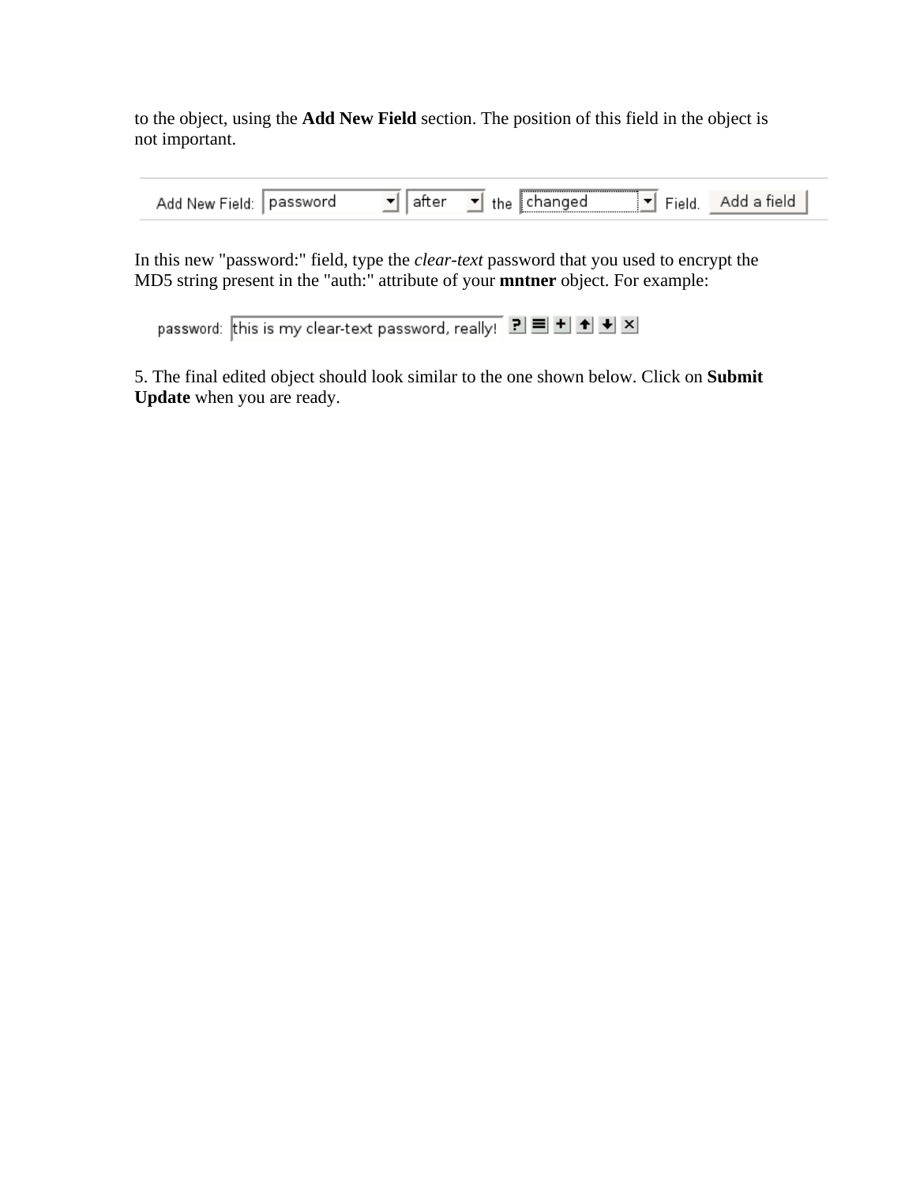to the object, using the **Add New Field** section. The position of this field in the object is not important.

Add New Field: password after the changed Field. Add a field

In this new "password:" field, type the *clear-text* password that you used to encrypt the MD5 string present in the "auth:" attribute of your **mntner** object. For example:

password: this is my clear-text password, really!

5. The final edited object should look similar to the one shown below. Click on **Submit Update** when you are ready.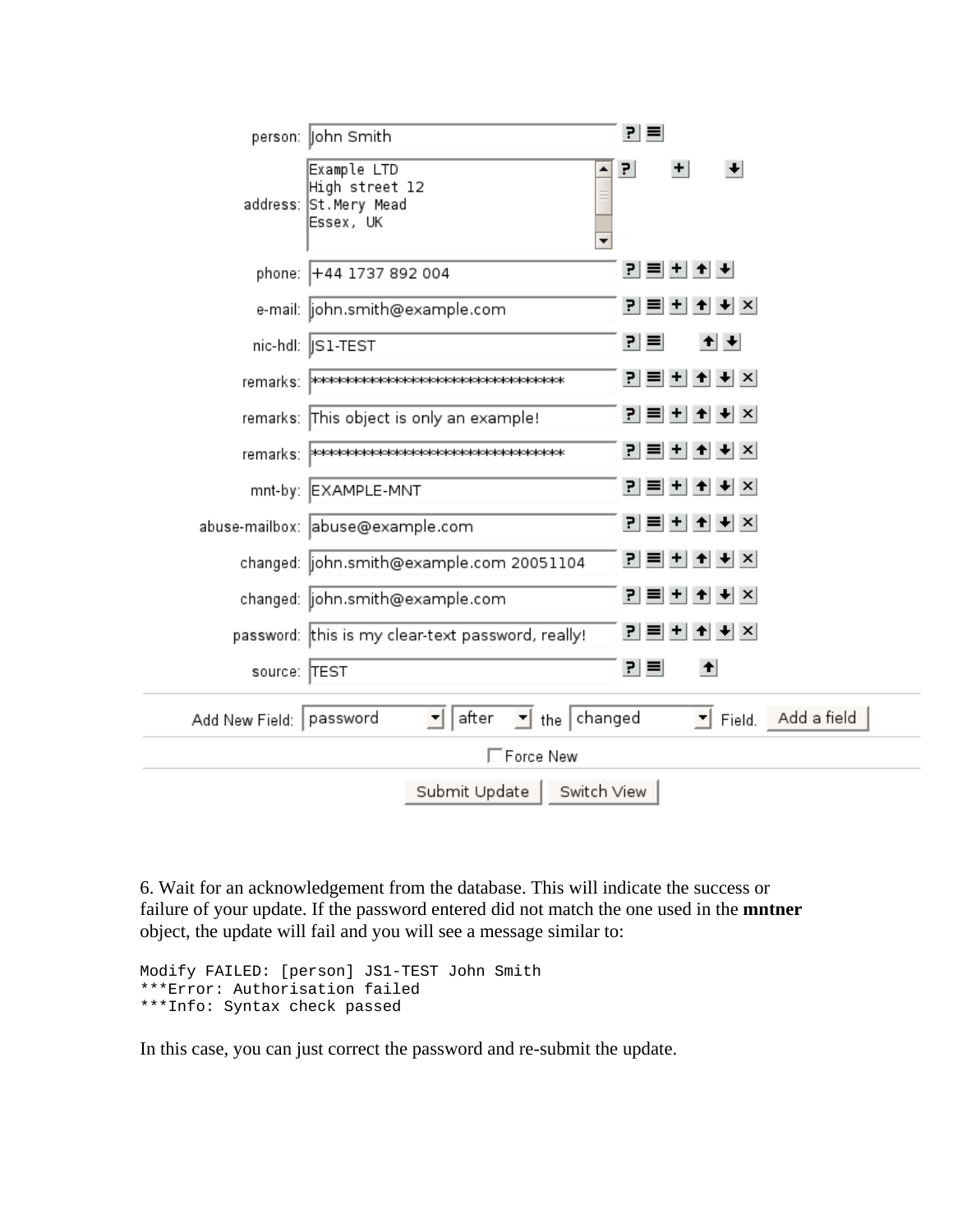| | |
|---|---|
| person: | John Smith |
| address: | Example LTD<br>High street 12<br>St.Mery Mead<br>Essex, UK |
| phone: | +44 1737 892 004 |
| e-mail: | john.smith@example.com |
| nic-hdl: | JS1-TEST |
| remarks: | ******************************** |
| remarks: | This object is only an example! |
| remarks: | ******************************** |
| mnt-by: | EXAMPLE-MNT |
| abuse-mailbox: | abuse@example.com |
| changed: | john.smith@example.com 20051104 |
| changed: | john.smith@example.com |
| password: | this is my clear-text password, really! |
| source: | TEST |

Add New Field: password after the changed Field. Add a field

Force New

Submit Update Switch View

6. Wait for an acknowledgement from the database. This will indicate the success or failure of your update. If the password entered did not match the one used in the **mntner** object, the update will fail and you will see a message similar to:

```
Modify FAILED: [person] JS1-TEST John Smith
***Error: Authorisation failed
***Info: Syntax check passed
```

In this case, you can just correct the password and re-submit the update.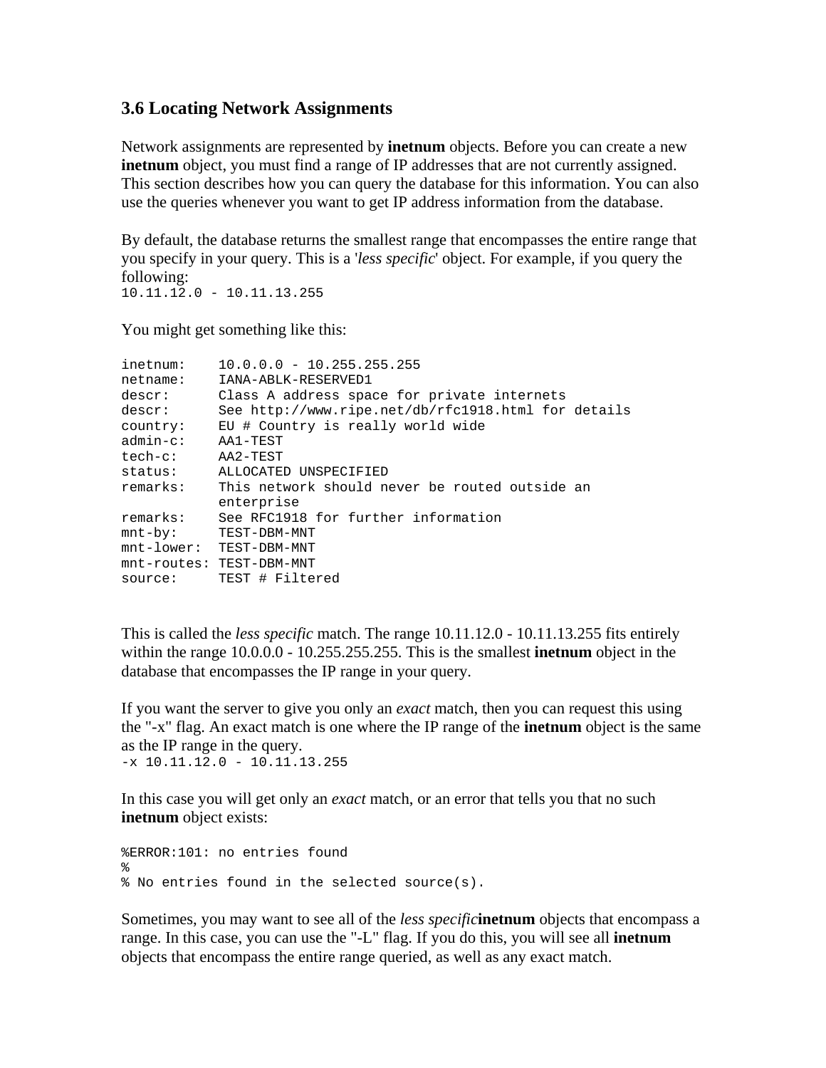### 3.6 Locating Network Assignments

Network assignments are represented by **inetnum** objects. Before you can create a new **inetnum** object, you must find a range of IP addresses that are not currently assigned. This section describes how you can query the database for this information. You can also use the queries whenever you want to get IP address information from the database.

By default, the database returns the smallest range that encompasses the entire range that you specify in your query. This is a '*less specific*' object. For example, if you query the following:

```
10.11.12.0 - 10.11.13.255
```

You might get something like this:

```
inetnum:     10.0.0.0 - 10.255.255.255
netname:     IANA-ABLK-RESERVED1
descr:       Class A address space for private internets
descr:       See http://www.ripe.net/db/rfc1918.html for details
country:     EU # Country is really world wide
admin-c:     AA1-TEST
tech-c:      AA2-TEST
status:      ALLOCATED UNSPECIFIED
remarks:     This network should never be routed outside an
             enterprise
remarks:     See RFC1918 for further information
mnt-by:      TEST-DBM-MNT
mnt-lower:   TEST-DBM-MNT
mnt-routes:  TEST-DBM-MNT
source:      TEST # Filtered
```

This is called the *less specific* match. The range 10.11.12.0 - 10.11.13.255 fits entirely within the range 10.0.0.0 - 10.255.255.255. This is the smallest **inetnum** object in the database that encompasses the IP range in your query.

If you want the server to give you only an *exact* match, then you can request this using the "-x" flag. An exact match is one where the IP range of the **inetnum** object is the same as the IP range in the query.

```
-x 10.11.12.0 - 10.11.13.255
```

In this case you will get only an *exact* match, or an error that tells you that no such **inetnum** object exists:

```
%ERROR:101: no entries found
%
% No entries found in the selected source(s).
```

Sometimes, you may want to see all of the *less specific* **inetnum** objects that encompass a range. In this case, you can use the "-L" flag. If you do this, you will see all **inetnum** objects that encompass the entire range queried, as well as any exact match.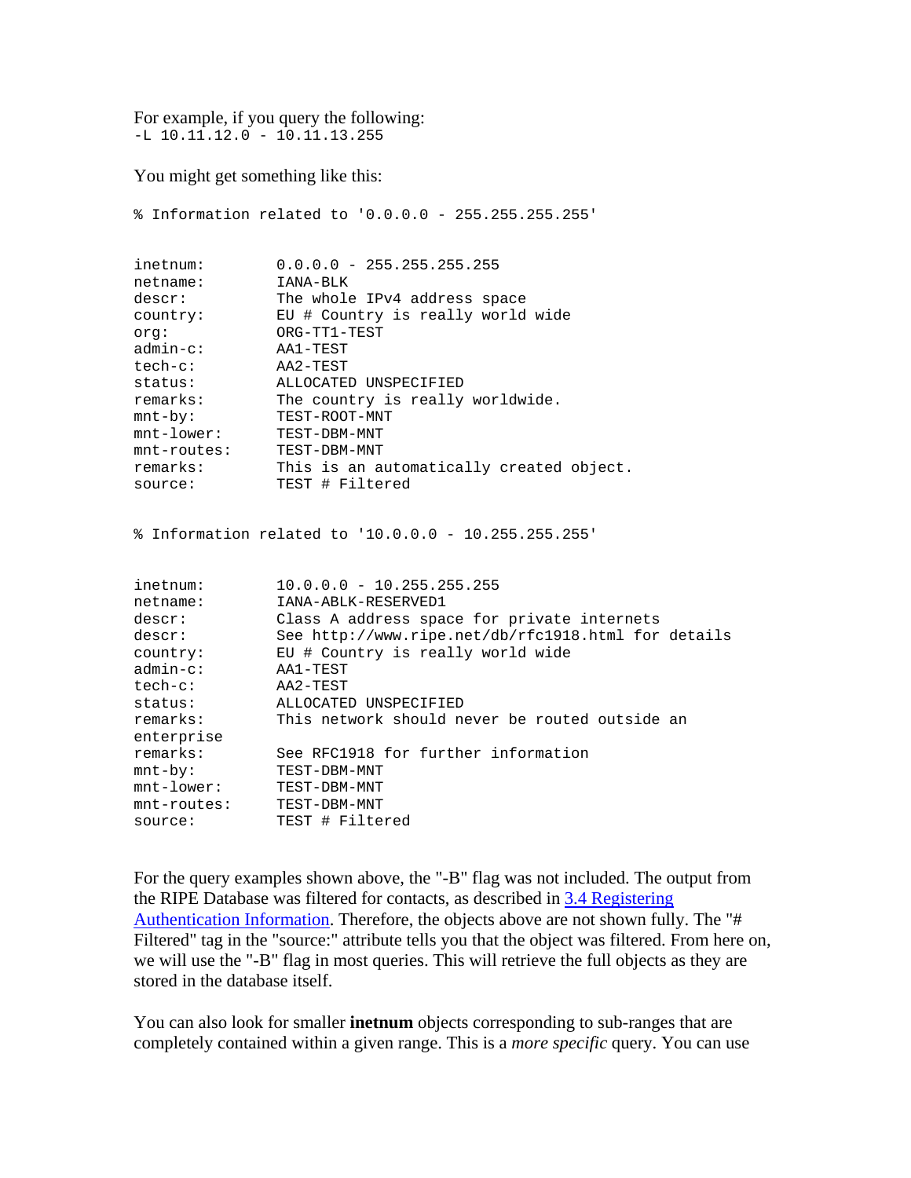For example, if you query the following:

```
-L 10.11.12.0 - 10.11.13.255
```

You might get something like this:

```
% Information related to '0.0.0.0 - 255.255.255.255'


inetnum:        0.0.0.0 - 255.255.255.255
netname:        IANA-BLK
descr:          The whole IPv4 address space
country:        EU # Country is really world wide
org:            ORG-TT1-TEST
admin-c:        AA1-TEST
tech-c:         AA2-TEST
status:         ALLOCATED UNSPECIFIED
remarks:        The country is really worldwide.
mnt-by:         TEST-ROOT-MNT
mnt-lower:      TEST-DBM-MNT
mnt-routes:     TEST-DBM-MNT
remarks:        This is an automatically created object.
source:         TEST # Filtered


% Information related to '10.0.0.0 - 10.255.255.255'


inetnum:        10.0.0.0 - 10.255.255.255
netname:        IANA-ABLK-RESERVED1
descr:          Class A address space for private internets
descr:          See http://www.ripe.net/db/rfc1918.html for details
country:        EU # Country is really world wide
admin-c:        AA1-TEST
tech-c:         AA2-TEST
status:         ALLOCATED UNSPECIFIED
remarks:        This network should never be routed outside an
enterprise
remarks:        See RFC1918 for further information
mnt-by:         TEST-DBM-MNT
mnt-lower:      TEST-DBM-MNT
mnt-routes:     TEST-DBM-MNT
source:         TEST # Filtered
```

For the query examples shown above, the "-B" flag was not included. The output from the RIPE Database was filtered for contacts, as described in [3.4 Registering Authentication Information](). Therefore, the objects above are not shown fully. The "# Filtered" tag in the "source:" attribute tells you that the object was filtered. From here on, we will use the "-B" flag in most queries. This will retrieve the full objects as they are stored in the database itself.

You can also look for smaller **inetnum** objects corresponding to sub-ranges that are completely contained within a given range. This is a *more specific* query. You can use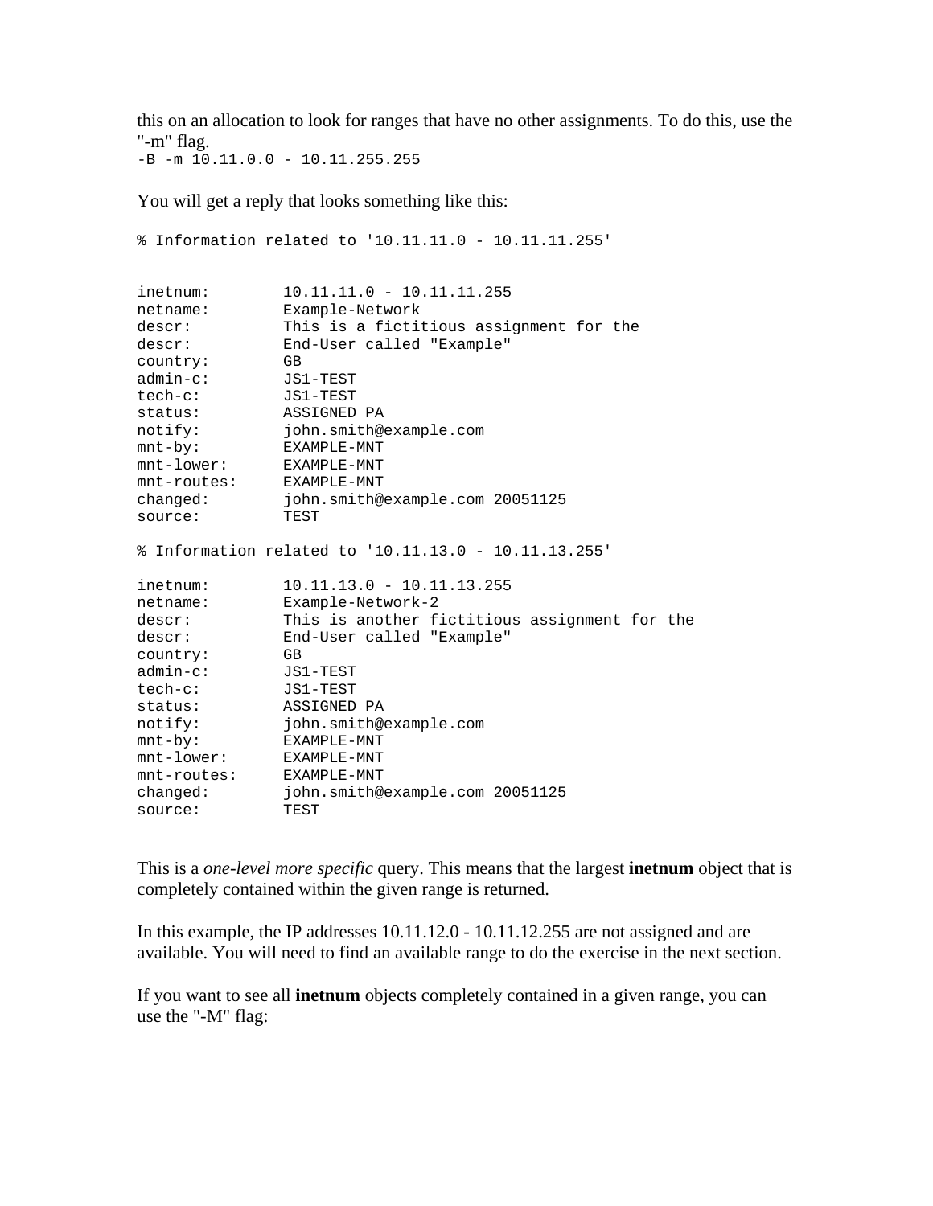this on an allocation to look for ranges that have no other assignments. To do this, use the "-m" flag.

```
-B -m 10.11.0.0 - 10.11.255.255
```

You will get a reply that looks something like this:

```
% Information related to '10.11.11.0 - 10.11.11.255'


inetnum:        10.11.11.0 - 10.11.11.255
netname:        Example-Network
descr:          This is a fictitious assignment for the
descr:          End-User called "Example"
country:        GB
admin-c:        JS1-TEST
tech-c:         JS1-TEST
status:         ASSIGNED PA
notify:         john.smith@example.com
mnt-by:         EXAMPLE-MNT
mnt-lower:      EXAMPLE-MNT
mnt-routes:     EXAMPLE-MNT
changed:        john.smith@example.com 20051125
source:         TEST

% Information related to '10.11.13.0 - 10.11.13.255'

inetnum:        10.11.13.0 - 10.11.13.255
netname:        Example-Network-2
descr:          This is another fictitious assignment for the
descr:          End-User called "Example"
country:        GB
admin-c:        JS1-TEST
tech-c:         JS1-TEST
status:         ASSIGNED PA
notify:         john.smith@example.com
mnt-by:         EXAMPLE-MNT
mnt-lower:      EXAMPLE-MNT
mnt-routes:     EXAMPLE-MNT
changed:        john.smith@example.com 20051125
source:         TEST
```

This is a *one-level more specific* query. This means that the largest **inetnum** object that is completely contained within the given range is returned.

In this example, the IP addresses 10.11.12.0 - 10.11.12.255 are not assigned and are available. You will need to find an available range to do the exercise in the next section.

If you want to see all **inetnum** objects completely contained in a given range, you can use the "-M" flag: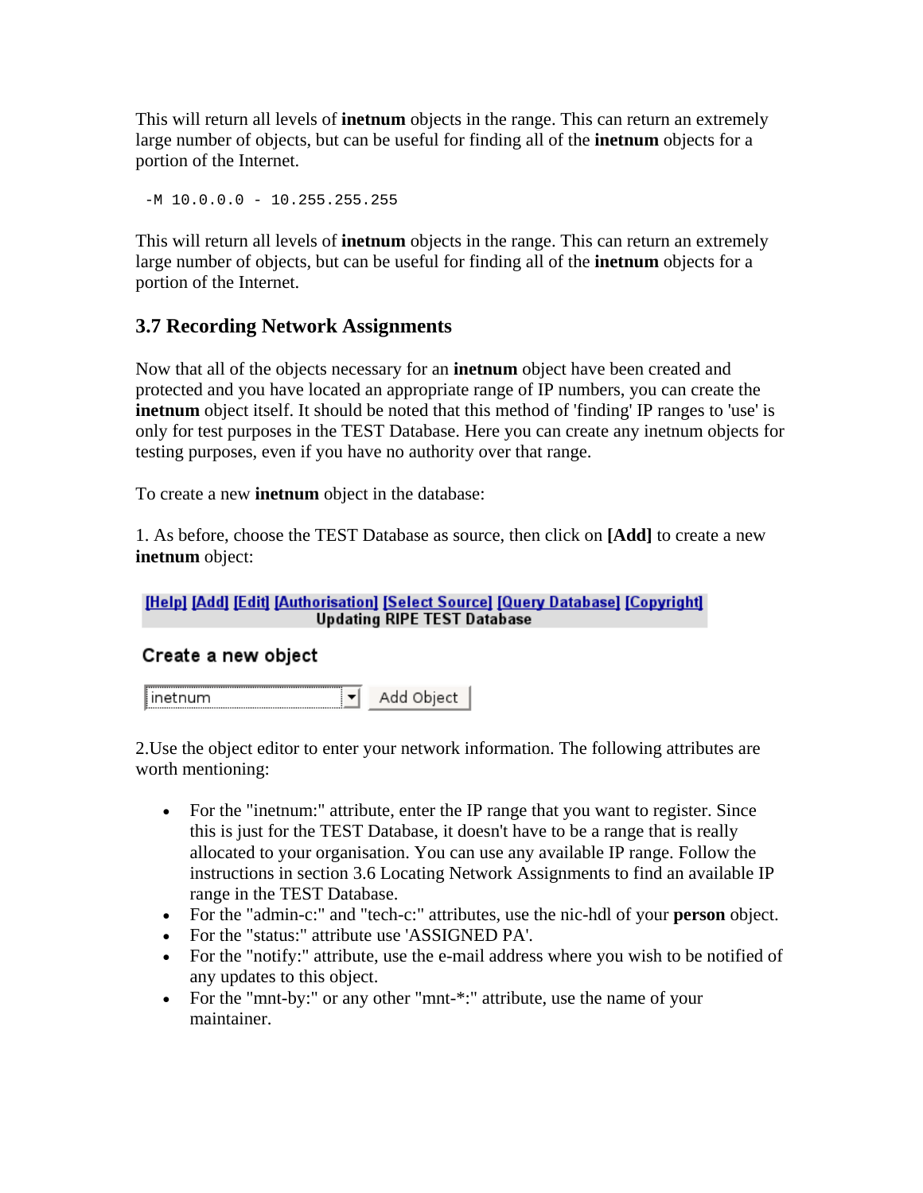This will return all levels of **inetnum** objects in the range. This can return an extremely large number of objects, but can be useful for finding all of the **inetnum** objects for a portion of the Internet.

```
-M 10.0.0.0 - 10.255.255.255
```

This will return all levels of **inetnum** objects in the range. This can return an extremely large number of objects, but can be useful for finding all of the **inetnum** objects for a portion of the Internet.

### 3.7 Recording Network Assignments

Now that all of the objects necessary for an **inetnum** object have been created and protected and you have located an appropriate range of IP numbers, you can create the **inetnum** object itself. It should be noted that this method of 'finding' IP ranges to 'use' is only for test purposes in the TEST Database. Here you can create any inetnum objects for testing purposes, even if you have no authority over that range.

To create a new **inetnum** object in the database:

1. As before, choose the TEST Database as source, then click on **[Add]** to create a new **inetnum** object:

[Help] [Add] [Edit] [Authorisation] [Select Source] [Query Database] [Copyright]
Updating RIPE TEST Database

Create a new object

inetnum | Add Object

2.Use the object editor to enter your network information. The following attributes are worth mentioning:

- For the "inetnum:" attribute, enter the IP range that you want to register. Since this is just for the TEST Database, it doesn't have to be a range that is really allocated to your organisation. You can use any available IP range. Follow the instructions in section 3.6 Locating Network Assignments to find an available IP range in the TEST Database.
- For the "admin-c:" and "tech-c:" attributes, use the nic-hdl of your **person** object.
- For the "status:" attribute use 'ASSIGNED PA'.
- For the "notify:" attribute, use the e-mail address where you wish to be notified of any updates to this object.
- For the "mnt-by:" or any other "mnt-*:" attribute, use the name of your maintainer.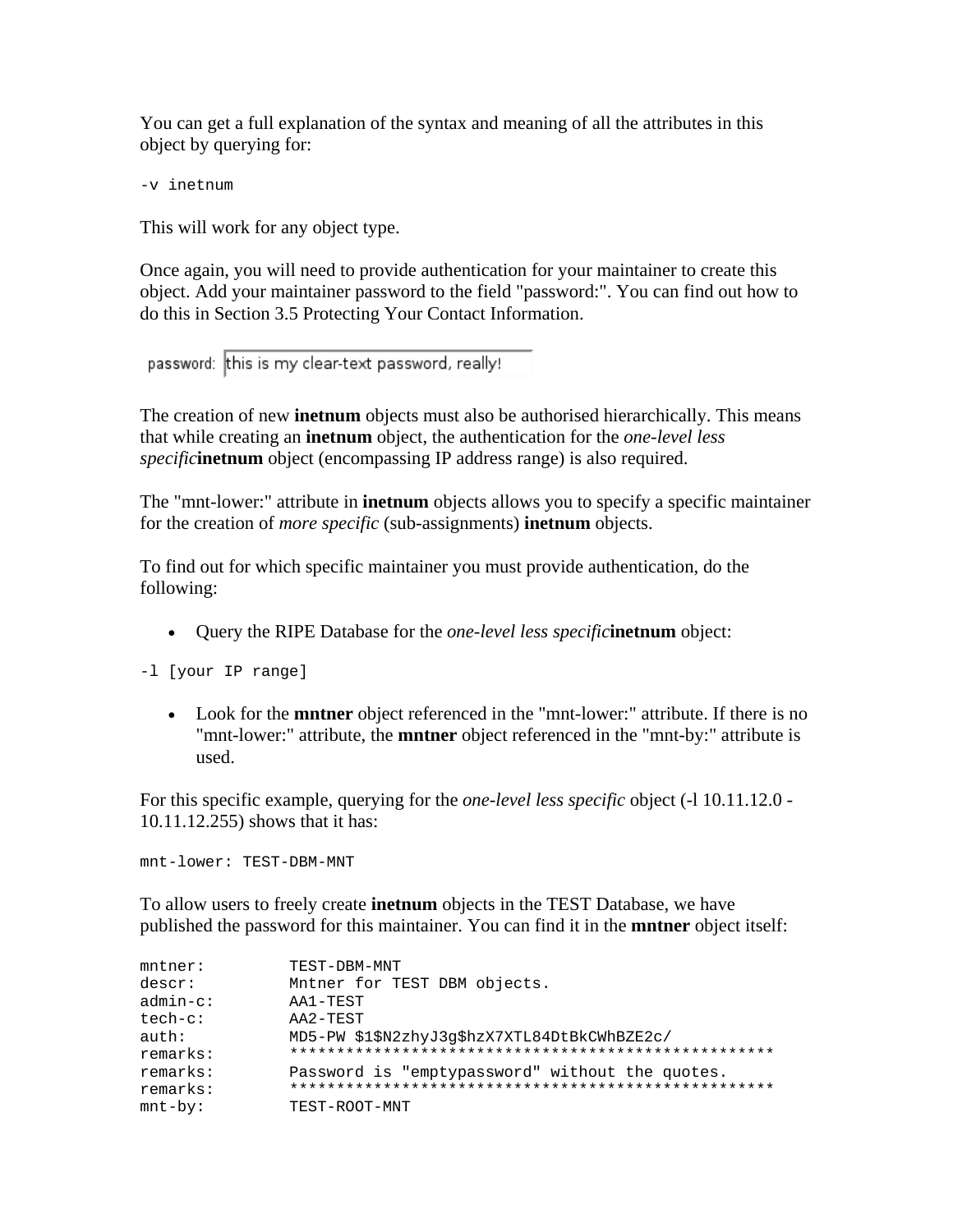You can get a full explanation of the syntax and meaning of all the attributes in this object by querying for:

```
-v inetnum
```

This will work for any object type.

Once again, you will need to provide authentication for your maintainer to create this object. Add your maintainer password to the field "password:". You can find out how to do this in Section 3.5 Protecting Your Contact Information.

password: this is my clear-text password, really!

The creation of new **inetnum** objects must also be authorised hierarchically. This means that while creating an **inetnum** object, the authentication for the *one-level less specific***inetnum** object (encompassing IP address range) is also required.

The "mnt-lower:" attribute in **inetnum** objects allows you to specify a specific maintainer for the creation of *more specific* (sub-assignments) **inetnum** objects.

To find out for which specific maintainer you must provide authentication, do the following:

- Query the RIPE Database for the *one-level less specific***inetnum** object:

```
-l [your IP range]
```

- Look for the **mntner** object referenced in the "mnt-lower:" attribute. If there is no "mnt-lower:" attribute, the **mntner** object referenced in the "mnt-by:" attribute is used.

For this specific example, querying for the *one-level less specific* object (-l 10.11.12.0 - 10.11.12.255) shows that it has:

```
mnt-lower: TEST-DBM-MNT
```

To allow users to freely create **inetnum** objects in the TEST Database, we have published the password for this maintainer. You can find it in the **mntner** object itself:

```
mntner:         TEST-DBM-MNT
descr:          Mntner for TEST DBM objects.
admin-c:        AA1-TEST
tech-c:         AA2-TEST
auth:           MD5-PW $1$N2zhyJ3g$hzX7XTL84DtBkCWhBZE2c/
remarks:        ****************************************************
remarks:        Password is "emptypassword" without the quotes.
remarks:        ****************************************************
mnt-by:         TEST-ROOT-MNT
```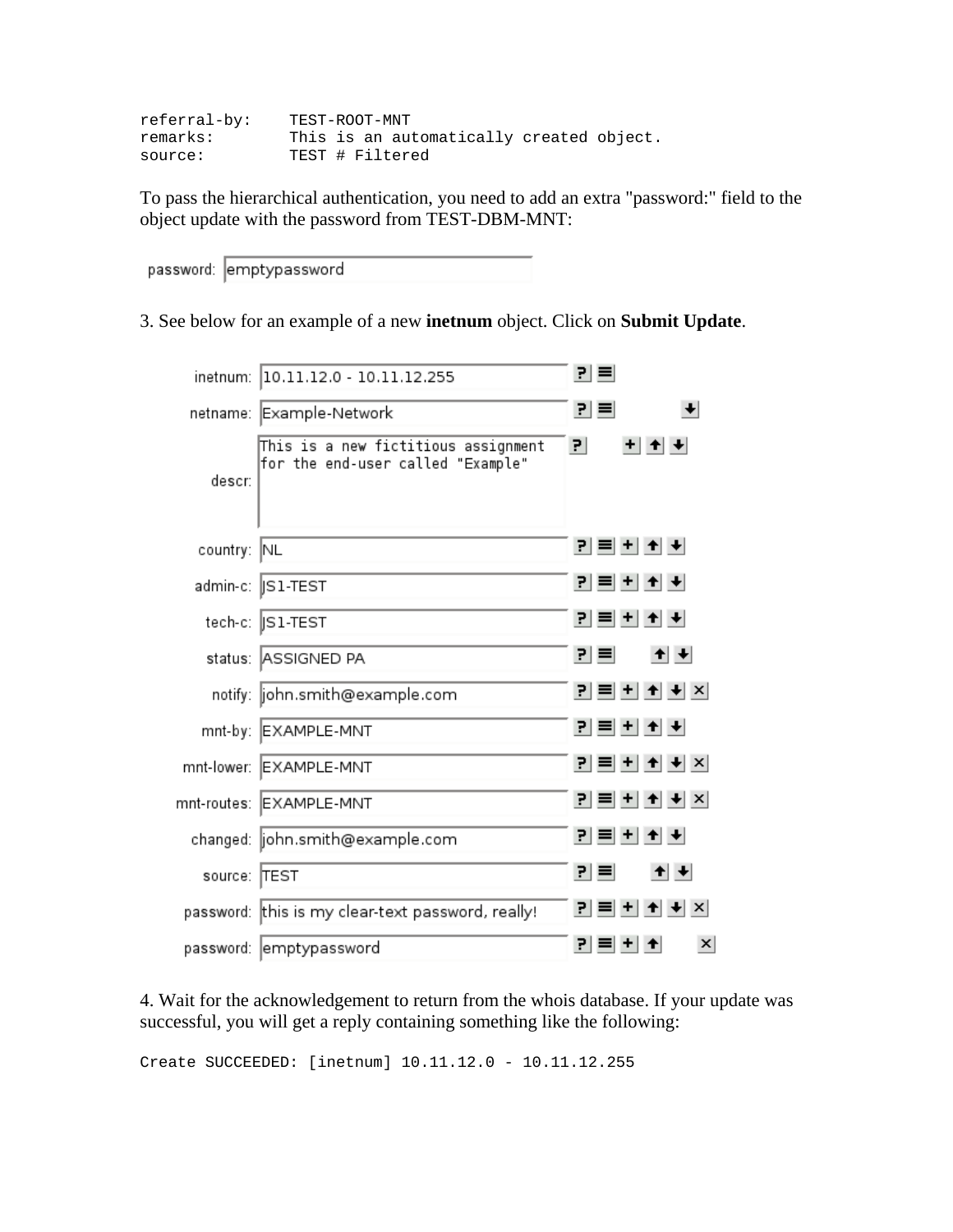```
referral-by:    TEST-ROOT-MNT
remarks:        This is an automatically created object.
source:         TEST # Filtered
```

To pass the hierarchical authentication, you need to add an extra "password:" field to the object update with the password from TEST-DBM-MNT:

```
password: emptypassword
```

3. See below for an example of a new **inetnum** object. Click on **Submit Update**.

```
inetnum:     10.11.12.0 - 10.11.12.255
netname:     Example-Network
descr:       This is a new fictitious assignment
             for the end-user called "Example"
country:     NL
admin-c:     JS1-TEST
tech-c:      JS1-TEST
status:      ASSIGNED PA
notify:      john.smith@example.com
mnt-by:      EXAMPLE-MNT
mnt-lower:   EXAMPLE-MNT
mnt-routes:  EXAMPLE-MNT
changed:     john.smith@example.com
source:      TEST
password:    this is my clear-text password, really!
password:    emptypassword
```

4. Wait for the acknowledgement to return from the whois database. If your update was successful, you will get a reply containing something like the following:

```
Create SUCCEEDED: [inetnum] 10.11.12.0 - 10.11.12.255
```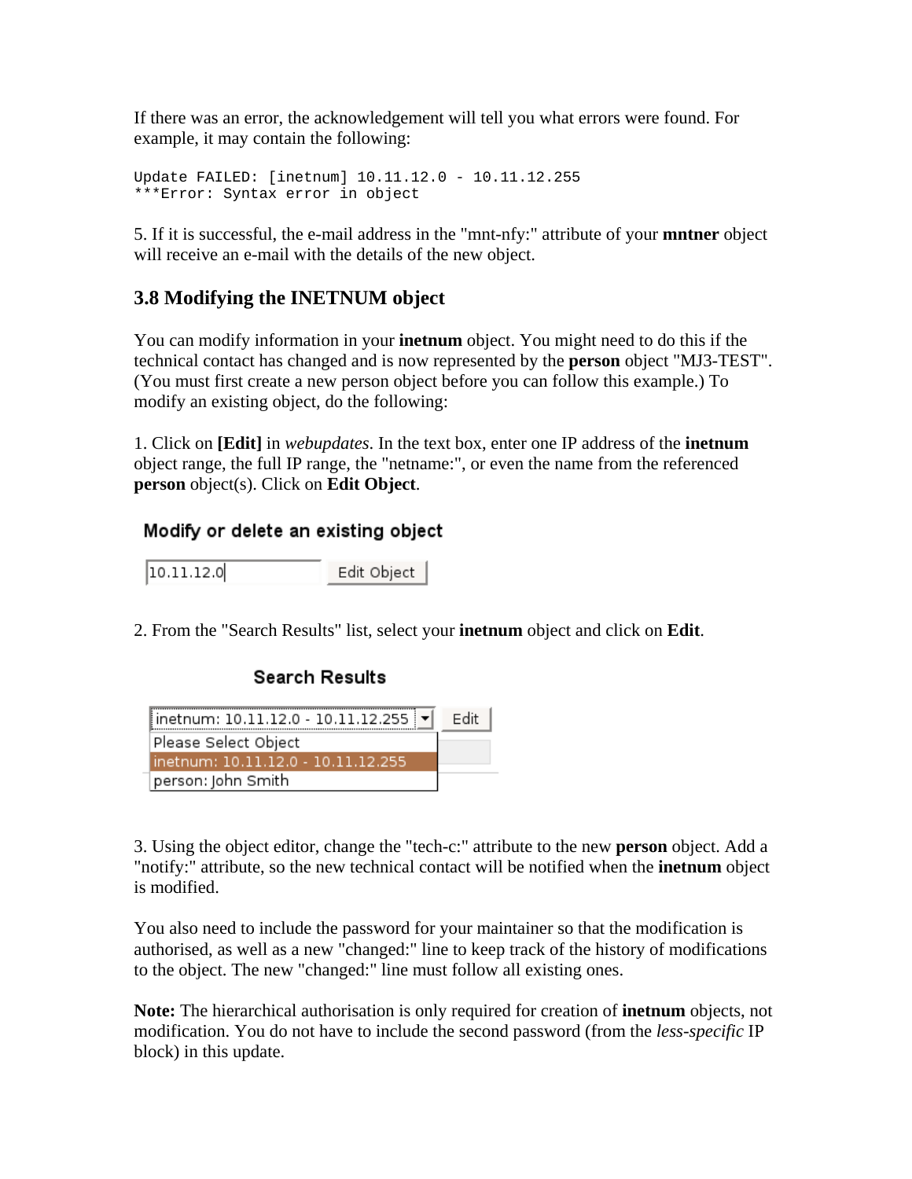If there was an error, the acknowledgement will tell you what errors were found. For example, it may contain the following:

```
Update FAILED: [inetnum] 10.11.12.0 - 10.11.12.255
***Error: Syntax error in object
```

5. If it is successful, the e-mail address in the "mnt-nfy:" attribute of your **mntner** object will receive an e-mail with the details of the new object.

### 3.8 Modifying the INETNUM object

You can modify information in your **inetnum** object. You might need to do this if the technical contact has changed and is now represented by the **person** object "MJ3-TEST". (You must first create a new person object before you can follow this example.) To modify an existing object, do the following:

1. Click on **[Edit]** in *webupdates*. In the text box, enter one IP address of the **inetnum** object range, the full IP range, the "netname:", or even the name from the referenced **person** object(s). Click on **Edit Object**.

**Modify or delete an existing object**

10.11.12.0 | Edit Object

2. From the "Search Results" list, select your **inetnum** object and click on **Edit**.

**Search Results**

inetnum: 10.11.12.0 - 10.11.12.255 | Edit
Please Select Object
inetnum: 10.11.12.0 - 10.11.12.255
person: John Smith

3. Using the object editor, change the "tech-c:" attribute to the new **person** object. Add a "notify:" attribute, so the new technical contact will be notified when the **inetnum** object is modified.

You also need to include the password for your maintainer so that the modification is authorised, as well as a new "changed:" line to keep track of the history of modifications to the object. The new "changed:" line must follow all existing ones.

**Note:** The hierarchical authorisation is only required for creation of **inetnum** objects, not modification. You do not have to include the second password (from the *less-specific* IP block) in this update.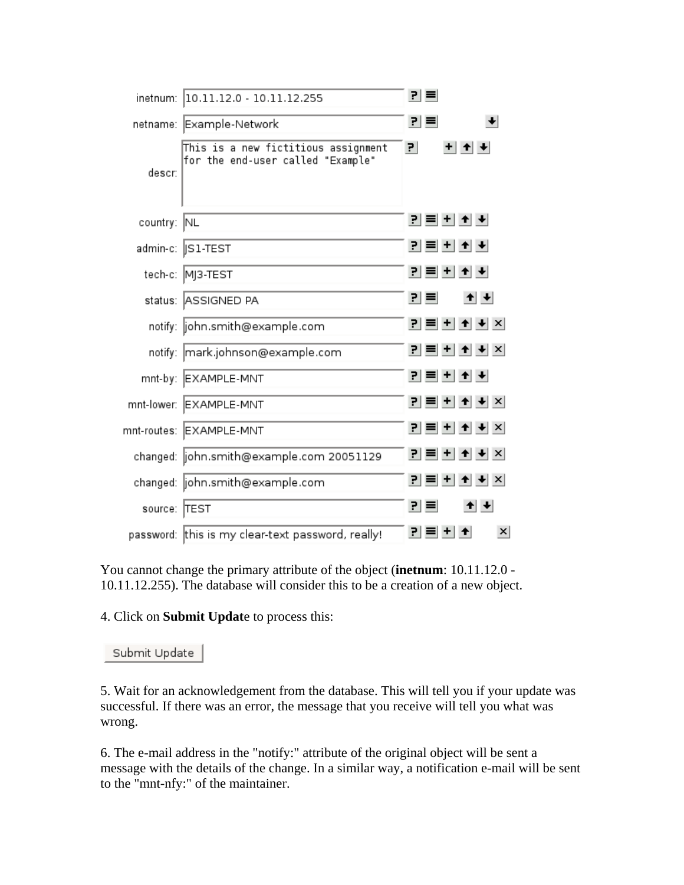```
inetnum:     10.11.12.0 - 10.11.12.255
netname:     Example-Network
descr:       This is a new fictitious assignment
             for the end-user called "Example"
country:     NL
admin-c:     JS1-TEST
tech-c:      MJ3-TEST
status:      ASSIGNED PA
notify:      john.smith@example.com
notify:      mark.johnson@example.com
mnt-by:      EXAMPLE-MNT
mnt-lower:   EXAMPLE-MNT
mnt-routes:  EXAMPLE-MNT
changed:     john.smith@example.com 20051129
changed:     john.smith@example.com
source:      TEST
password:    this is my clear-text password, really!
```

You cannot change the primary attribute of the object (**inetnum**: 10.11.12.0 - 10.11.12.255). The database will consider this to be a creation of a new object.

4. Click on **Submit Updat**e to process this:

Submit Update

5. Wait for an acknowledgement from the database. This will tell you if your update was successful. If there was an error, the message that you receive will tell you what was wrong.

6. The e-mail address in the "notify:" attribute of the original object will be sent a message with the details of the change. In a similar way, a notification e-mail will be sent to the "mnt-nfy:" of the maintainer.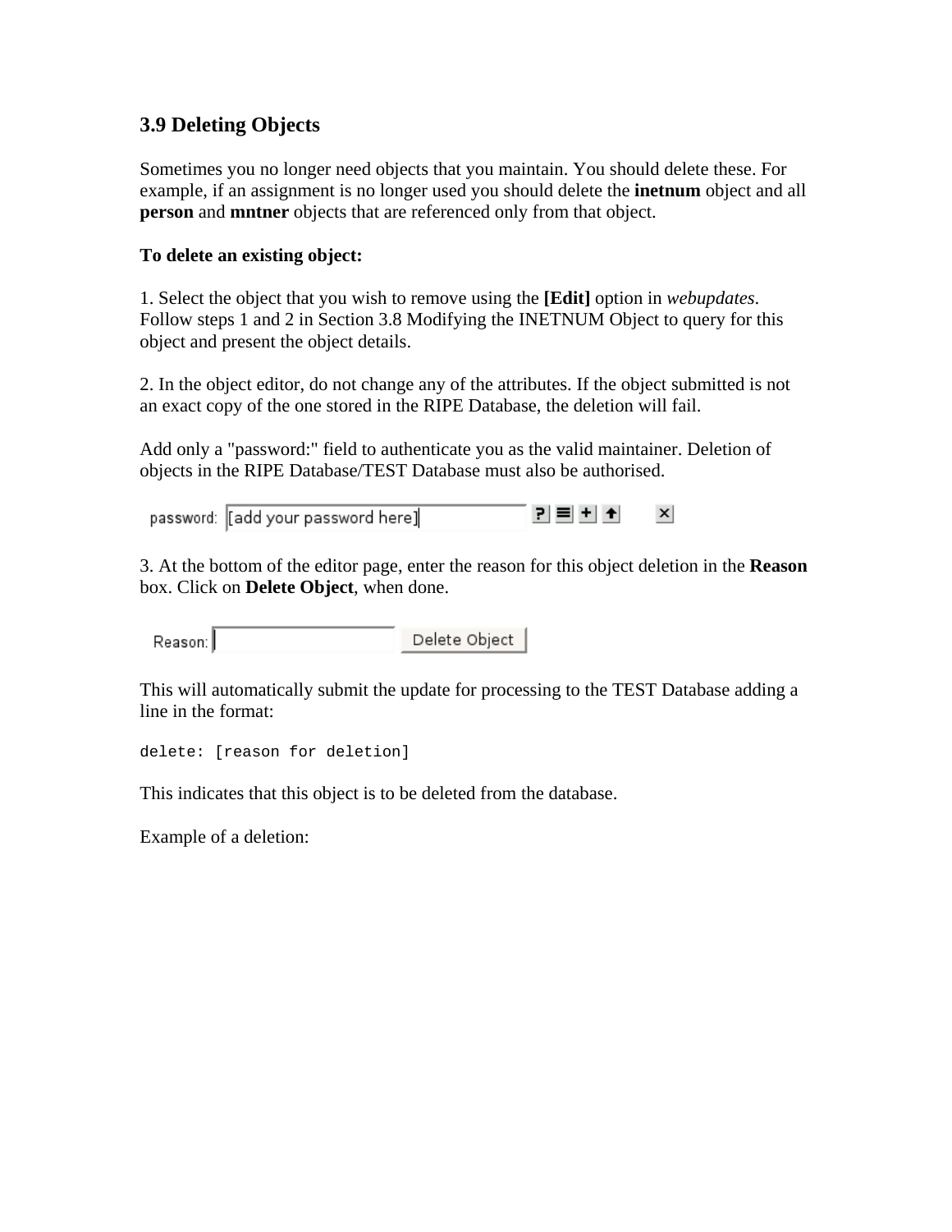### 3.9 Deleting Objects

Sometimes you no longer need objects that you maintain. You should delete these. For example, if an assignment is no longer used you should delete the **inetnum** object and all **person** and **mntner** objects that are referenced only from that object.

**To delete an existing object:**

1. Select the object that you wish to remove using the **[Edit]** option in *webupdates*. Follow steps 1 and 2 in Section 3.8 Modifying the INETNUM Object to query for this object and present the object details.

2. In the object editor, do not change any of the attributes. If the object submitted is not an exact copy of the one stored in the RIPE Database, the deletion will fail.

Add only a "password:" field to authenticate you as the valid maintainer. Deletion of objects in the RIPE Database/TEST Database must also be authorised.

password: [add your password here]

3. At the bottom of the editor page, enter the reason for this object deletion in the **Reason** box. Click on **Delete Object**, when done.

Reason: [ ] Delete Object

This will automatically submit the update for processing to the TEST Database adding a line in the format:

```
delete: [reason for deletion]
```

This indicates that this object is to be deleted from the database.

Example of a deletion: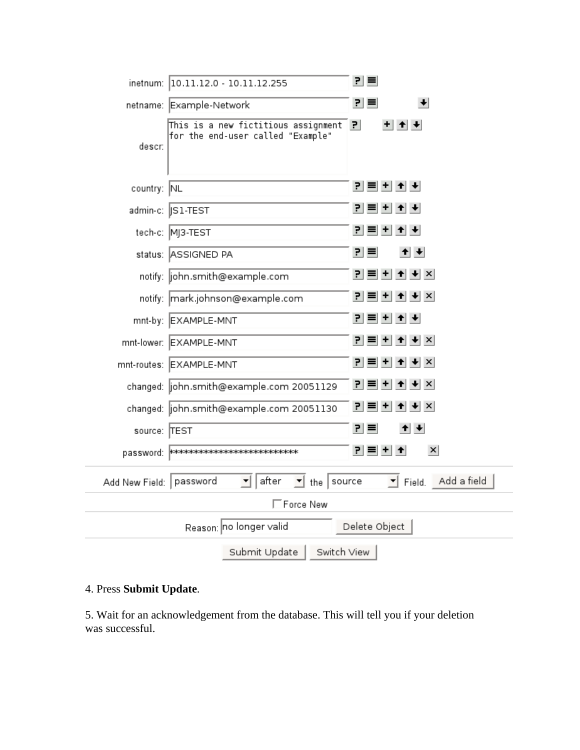```
inetnum:     10.11.12.0 - 10.11.12.255
netname:     Example-Network
descr:       This is a new fictitious assignment
             for the end-user called "Example"
country:     NL
admin-c:     JS1-TEST
tech-c:      MJ3-TEST
status:      ASSIGNED PA
notify:      john.smith@example.com
notify:      mark.johnson@example.com
mnt-by:      EXAMPLE-MNT
mnt-lower:   EXAMPLE-MNT
mnt-routes:  EXAMPLE-MNT
changed:     john.smith@example.com 20051129
changed:     john.smith@example.com 20051130
source:      TEST
password:    ****************************

Add New Field: password  after  the source  Field.  [Add a field]

[ ] Force New

Reason: no longer valid  [Delete Object]

[Submit Update]  [Switch View]
```

4. Press **Submit Update**.

5. Wait for an acknowledgement from the database. This will tell you if your deletion was successful.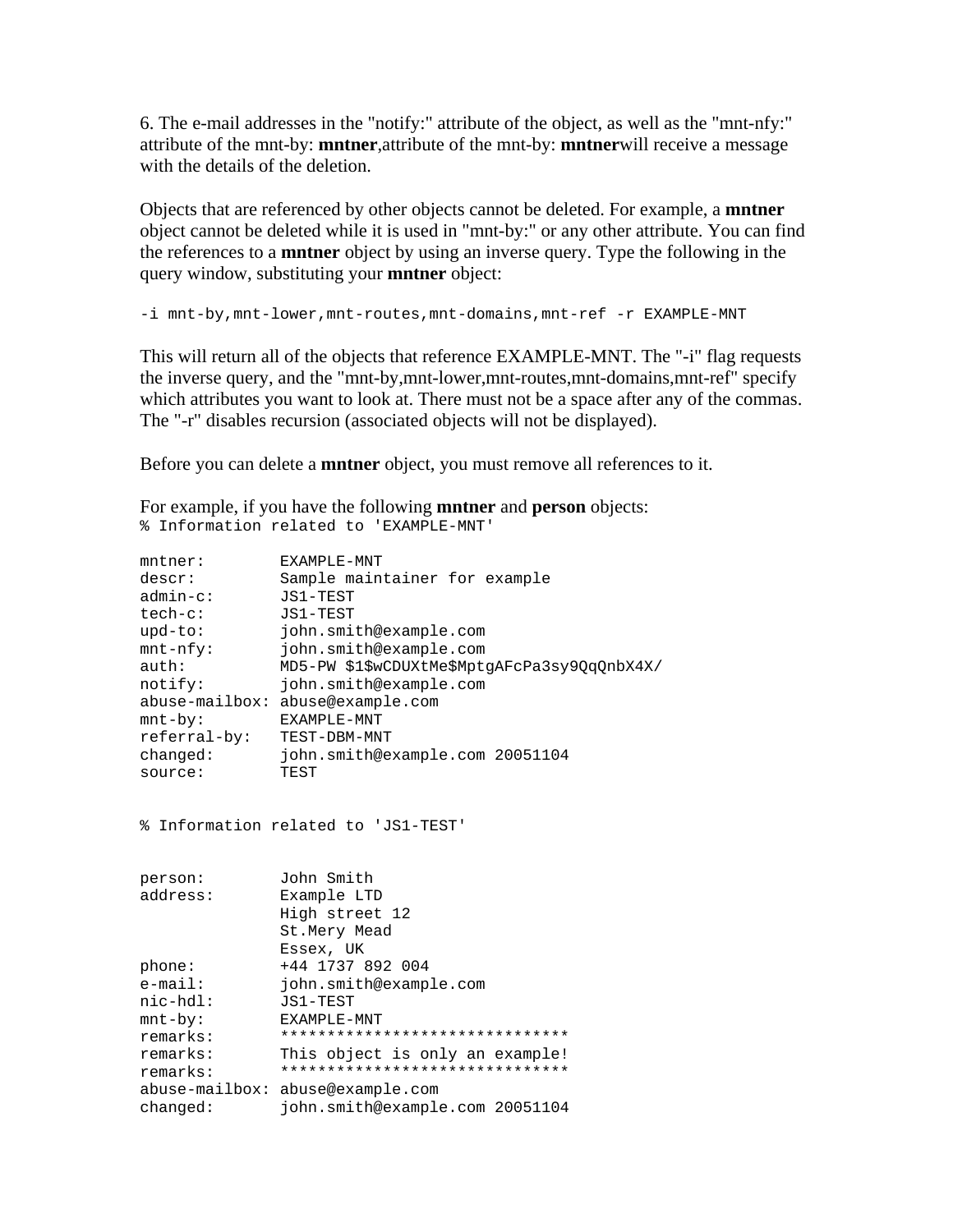6. The e-mail addresses in the "notify:" attribute of the object, as well as the "mnt-nfy:" attribute of the mnt-by: **mntner**,attribute of the mnt-by: **mntner**will receive a message with the details of the deletion.

Objects that are referenced by other objects cannot be deleted. For example, a **mntner** object cannot be deleted while it is used in "mnt-by:" or any other attribute. You can find the references to a **mntner** object by using an inverse query. Type the following in the query window, substituting your **mntner** object:

```
-i mnt-by,mnt-lower,mnt-routes,mnt-domains,mnt-ref -r EXAMPLE-MNT
```

This will return all of the objects that reference EXAMPLE-MNT. The "-i" flag requests the inverse query, and the "mnt-by,mnt-lower,mnt-routes,mnt-domains,mnt-ref" specify which attributes you want to look at. There must not be a space after any of the commas. The "-r" disables recursion (associated objects will not be displayed).

Before you can delete a **mntner** object, you must remove all references to it.

For example, if you have the following **mntner** and **person** objects:

```
% Information related to 'EXAMPLE-MNT'

mntner:        EXAMPLE-MNT
descr:         Sample maintainer for example
admin-c:       JS1-TEST
tech-c:        JS1-TEST
upd-to:        john.smith@example.com
mnt-nfy:       john.smith@example.com
auth:          MD5-PW $1$wCDUXtMe$MptgAFcPa3sy9QqQnbX4X/
notify:        john.smith@example.com
abuse-mailbox: abuse@example.com
mnt-by:        EXAMPLE-MNT
referral-by:   TEST-DBM-MNT
changed:       john.smith@example.com 20051104
source:        TEST


% Information related to 'JS1-TEST'


person:        John Smith
address:       Example LTD
               High street 12
               St.Mery Mead
               Essex, UK
phone:         +44 1737 892 004
e-mail:        john.smith@example.com
nic-hdl:       JS1-TEST
mnt-by:        EXAMPLE-MNT
remarks:       *******************************
remarks:       This object is only an example!
remarks:       *******************************
abuse-mailbox: abuse@example.com
changed:       john.smith@example.com 20051104
```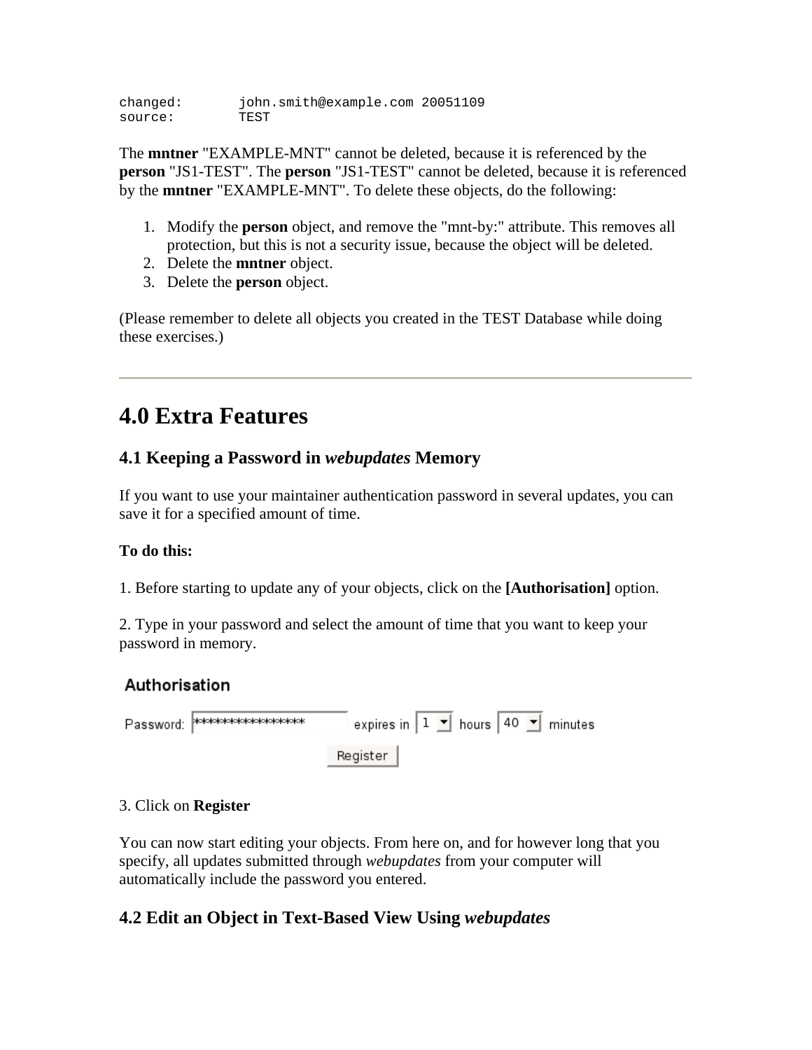```
changed:       john.smith@example.com 20051109
source:        TEST
```

The **mntner** "EXAMPLE-MNT" cannot be deleted, because it is referenced by the **person** "JS1-TEST". The **person** "JS1-TEST" cannot be deleted, because it is referenced by the **mntner** "EXAMPLE-MNT". To delete these objects, do the following:

1. Modify the **person** object, and remove the "mnt-by:" attribute. This removes all protection, but this is not a security issue, because the object will be deleted.
2. Delete the **mntner** object.
3. Delete the **person** object.

(Please remember to delete all objects you created in the TEST Database while doing these exercises.)

---

# 4.0 Extra Features

## 4.1 Keeping a Password in *webupdates* Memory

If you want to use your maintainer authentication password in several updates, you can save it for a specified amount of time.

**To do this:**

1. Before starting to update any of your objects, click on the **[Authorisation]** option.

2. Type in your password and select the amount of time that you want to keep your password in memory.

**Authorisation**

Password: **************** expires in 1 hours 40 minutes

Register

3. Click on **Register**

You can now start editing your objects. From here on, and for however long that you specify, all updates submitted through *webupdates* from your computer will automatically include the password you entered.

## 4.2 Edit an Object in Text-Based View Using *webupdates*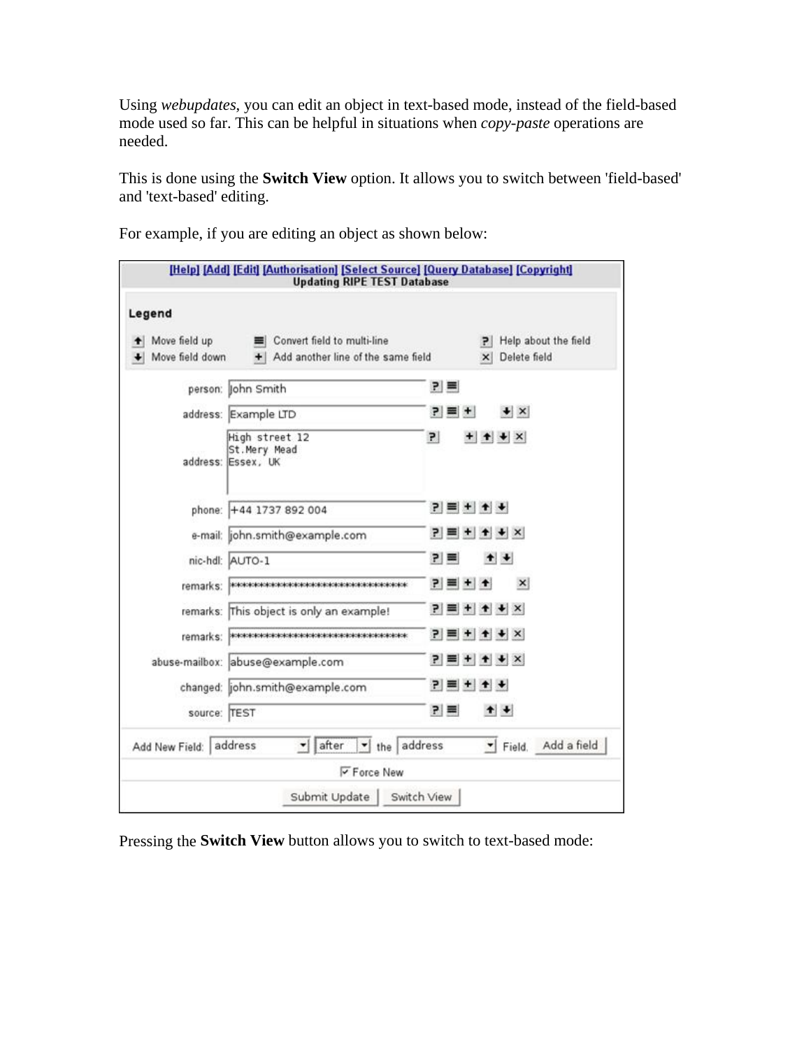Using *webupdates*, you can edit an object in text-based mode, instead of the field-based mode used so far. This can be helpful in situations when *copy-paste* operations are needed.

This is done using the **Switch View** option. It allows you to switch between 'field-based' and 'text-based' editing.

For example, if you are editing an object as shown below:

[Help] [Add] [Edit] [Authorisation] [Select Source] [Query Database] [Copyright]
Updating RIPE TEST Database

Legend

- Move field up
- Move field down
- Convert field to multi-line
- Add another line of the same field
- Help about the field
- Delete field

```
person:        John Smith
address:       Example LTD
address:       High street 12
               St.Mery Mead
               Essex, UK
phone:         +44 1737 892 004
e-mail:        john.smith@example.com
nic-hdl:       AUTO-1
remarks:       ********************************
remarks:       This object is only an example!
remarks:       ********************************
abuse-mailbox: abuse@example.com
changed:       john.smith@example.com
source:        TEST
```

Add New Field: address after the address Field. Add a field

Force New

Submit Update Switch View

Pressing the **Switch View** button allows you to switch to text-based mode: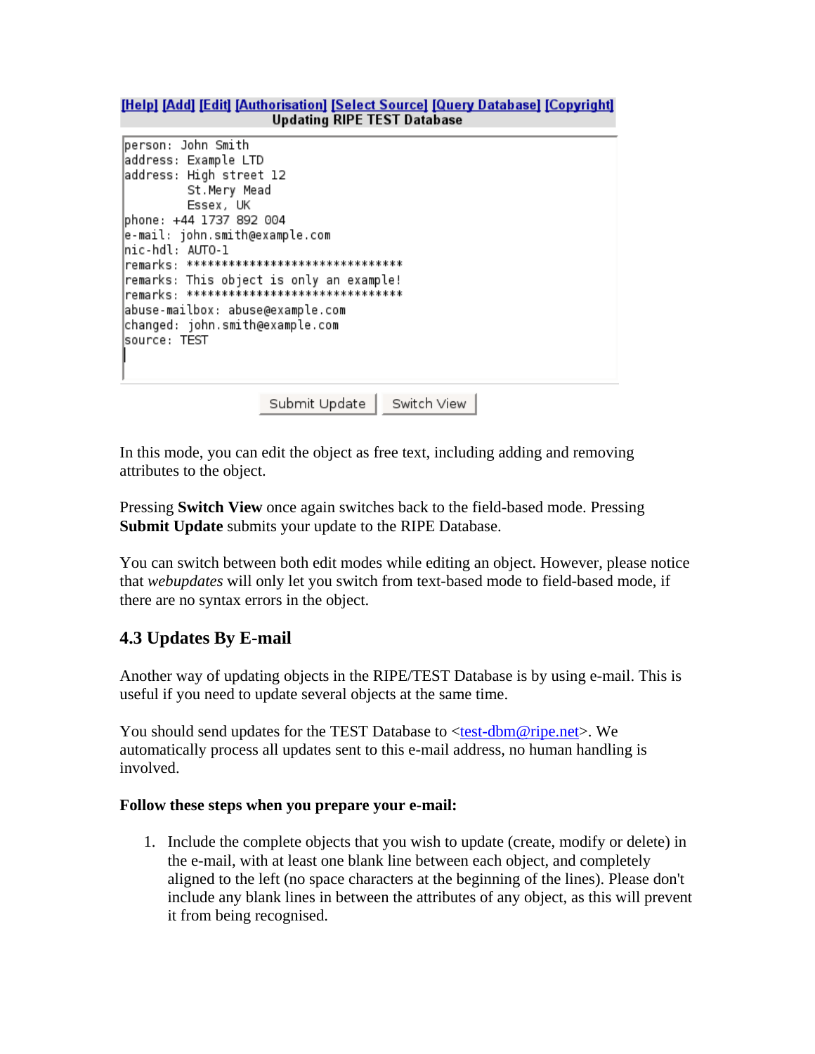[Help] [Add] [Edit] [Authorisation] [Select Source] [Query Database] [Copyright]

**Updating RIPE TEST Database**

```
person: John Smith
address: Example LTD
address: High street 12
         St.Mery Mead
         Essex, UK
phone: +44 1737 892 004
e-mail: john.smith@example.com
nic-hdl: AUTO-1
remarks: ******************************
remarks: This object is only an example!
remarks: ******************************
abuse-mailbox: abuse@example.com
changed: john.smith@example.com
source: TEST
```

Submit Update | Switch View

In this mode, you can edit the object as free text, including adding and removing attributes to the object.

Pressing **Switch View** once again switches back to the field-based mode. Pressing **Submit Update** submits your update to the RIPE Database.

You can switch between both edit modes while editing an object. However, please notice that *webupdates* will only let you switch from text-based mode to field-based mode, if there are no syntax errors in the object.

## 4.3 Updates By E-mail

Another way of updating objects in the RIPE/TEST Database is by using e-mail. This is useful if you need to update several objects at the same time.

You should send updates for the TEST Database to <test-dbm@ripe.net>. We automatically process all updates sent to this e-mail address, no human handling is involved.

**Follow these steps when you prepare your e-mail:**

1. Include the complete objects that you wish to update (create, modify or delete) in the e-mail, with at least one blank line between each object, and completely aligned to the left (no space characters at the beginning of the lines). Please don't include any blank lines in between the attributes of any object, as this will prevent it from being recognised.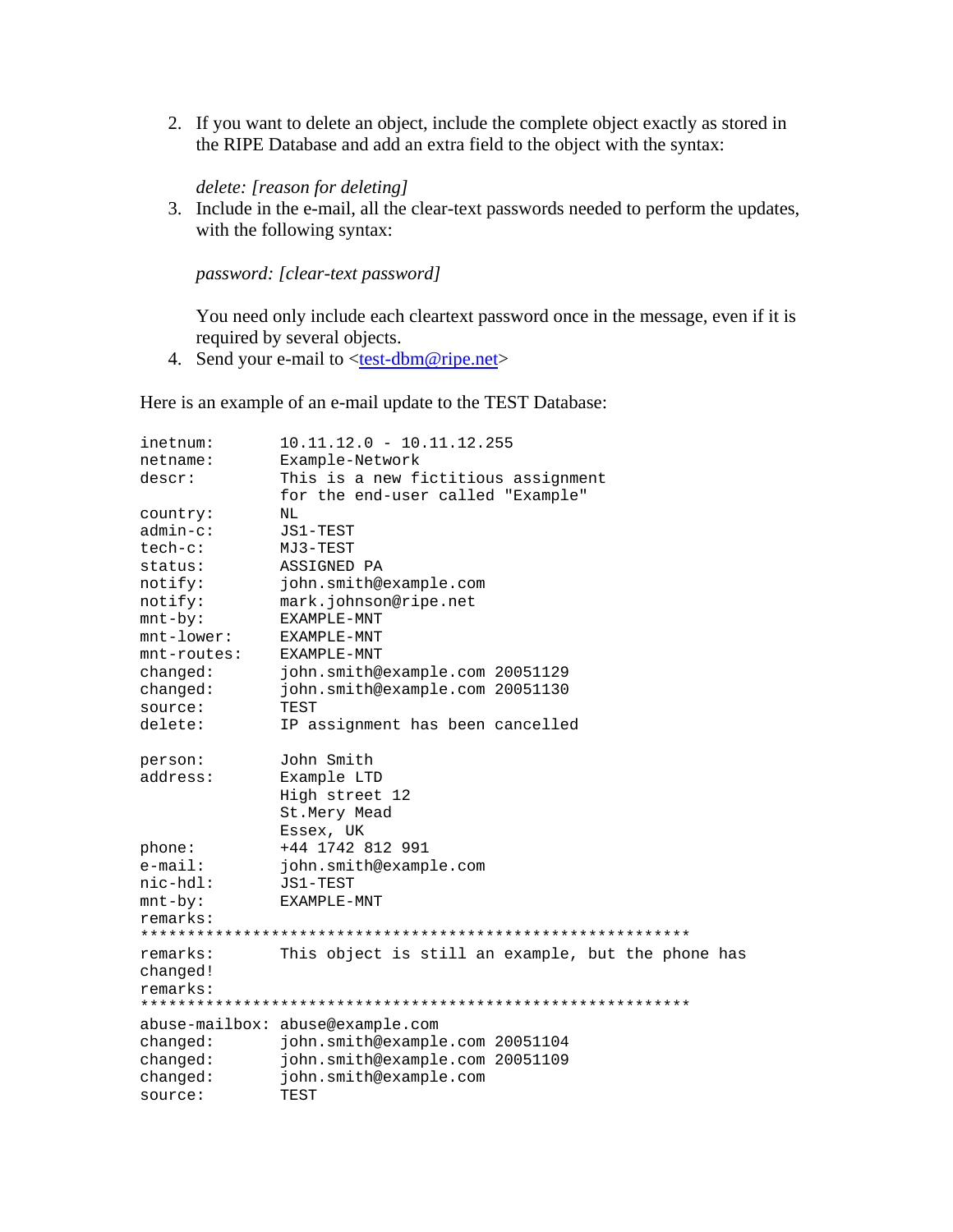2. If you want to delete an object, include the complete object exactly as stored in the RIPE Database and add an extra field to the object with the syntax:

   *delete: [reason for deleting]*

3. Include in the e-mail, all the clear-text passwords needed to perform the updates, with the following syntax:

   *password: [clear-text password]*

   You need only include each cleartext password once in the message, even if it is required by several objects.

4. Send your e-mail to <test-dbm@ripe.net>

Here is an example of an e-mail update to the TEST Database:

```
inetnum:        10.11.12.0 - 10.11.12.255
netname:        Example-Network
descr:          This is a new fictitious assignment
                for the end-user called "Example"
country:        NL
admin-c:        JS1-TEST
tech-c:         MJ3-TEST
status:         ASSIGNED PA
notify:         john.smith@example.com
notify:         mark.johnson@ripe.net
mnt-by:         EXAMPLE-MNT
mnt-lower:      EXAMPLE-MNT
mnt-routes:     EXAMPLE-MNT
changed:        john.smith@example.com 20051129
changed:        john.smith@example.com 20051130
source:         TEST
delete:         IP assignment has been cancelled

person:         John Smith
address:        Example LTD
                High street 12
                St.Mery Mead
                Essex, UK
phone:          +44 1742 812 991
e-mail:         john.smith@example.com
nic-hdl:        JS1-TEST
mnt-by:         EXAMPLE-MNT
remarks:
***********************************************************
remarks:        This object is still an example, but the phone has
changed!
remarks:
***********************************************************
abuse-mailbox: abuse@example.com
changed:        john.smith@example.com 20051104
changed:        john.smith@example.com 20051109
changed:        john.smith@example.com
source:         TEST
```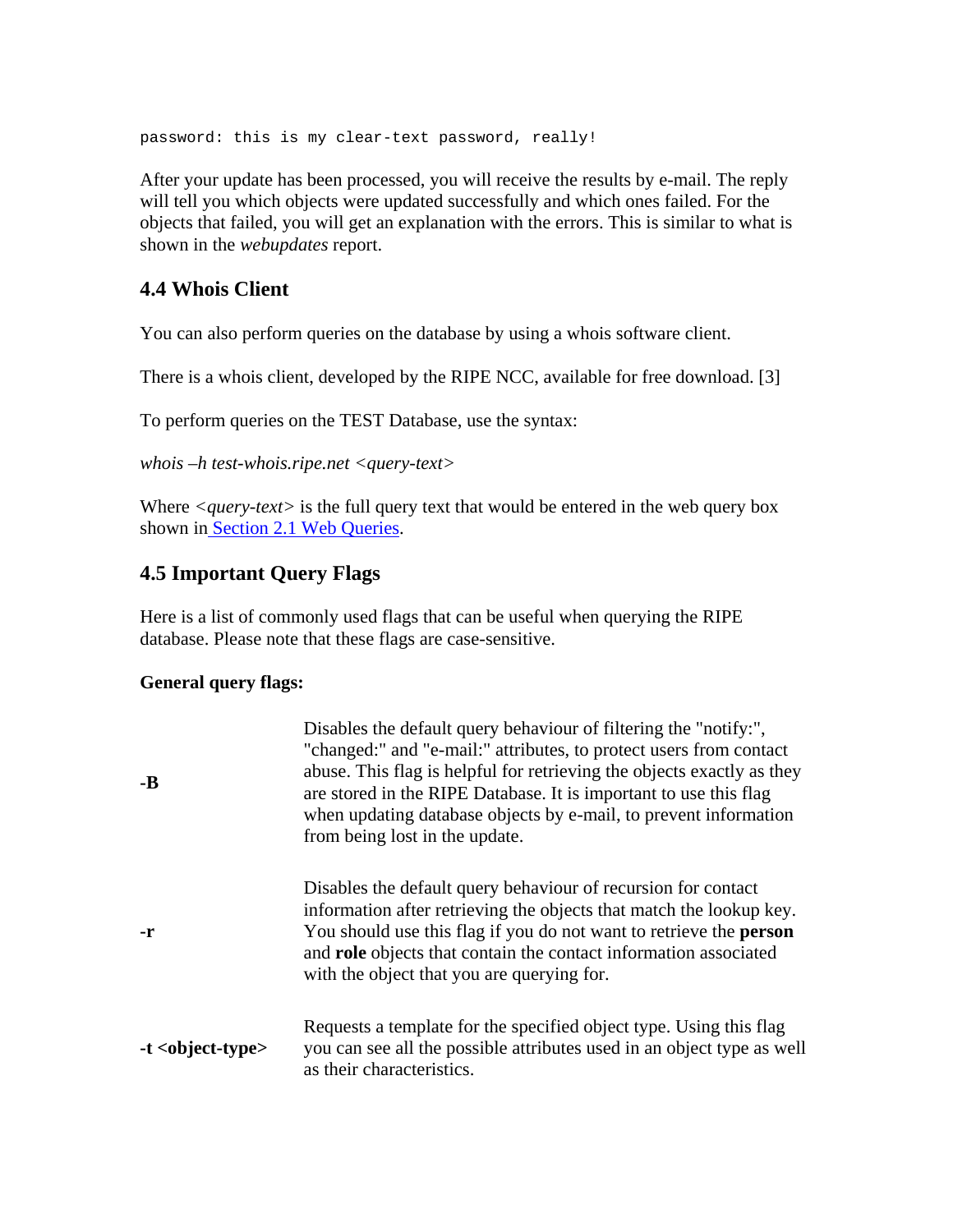```
password: this is my clear-text password, really!
```

After your update has been processed, you will receive the results by e-mail. The reply will tell you which objects were updated successfully and which ones failed. For the objects that failed, you will get an explanation with the errors. This is similar to what is shown in the *webupdates* report.

### 4.4 Whois Client

You can also perform queries on the database by using a whois software client.

There is a whois client, developed by the RIPE NCC, available for free download. [3]

To perform queries on the TEST Database, use the syntax:

*whois –h test-whois.ripe.net <query-text>*

Where *<query-text>* is the full query text that would be entered in the web query box shown in Section 2.1 Web Queries.

### 4.5 Important Query Flags

Here is a list of commonly used flags that can be useful when querying the RIPE database. Please note that these flags are case-sensitive.

**General query flags:**

| | |
|---|---|
| **-B** | Disables the default query behaviour of filtering the "notify:", "changed:" and "e-mail:" attributes, to protect users from contact abuse. This flag is helpful for retrieving the objects exactly as they are stored in the RIPE Database. It is important to use this flag when updating database objects by e-mail, to prevent information from being lost in the update. |
| **-r** | Disables the default query behaviour of recursion for contact information after retrieving the objects that match the lookup key. You should use this flag if you do not want to retrieve the **person** and **role** objects that contain the contact information associated with the object that you are querying for. |
| **-t <object-type>** | Requests a template for the specified object type. Using this flag you can see all the possible attributes used in an object type as well as their characteristics. |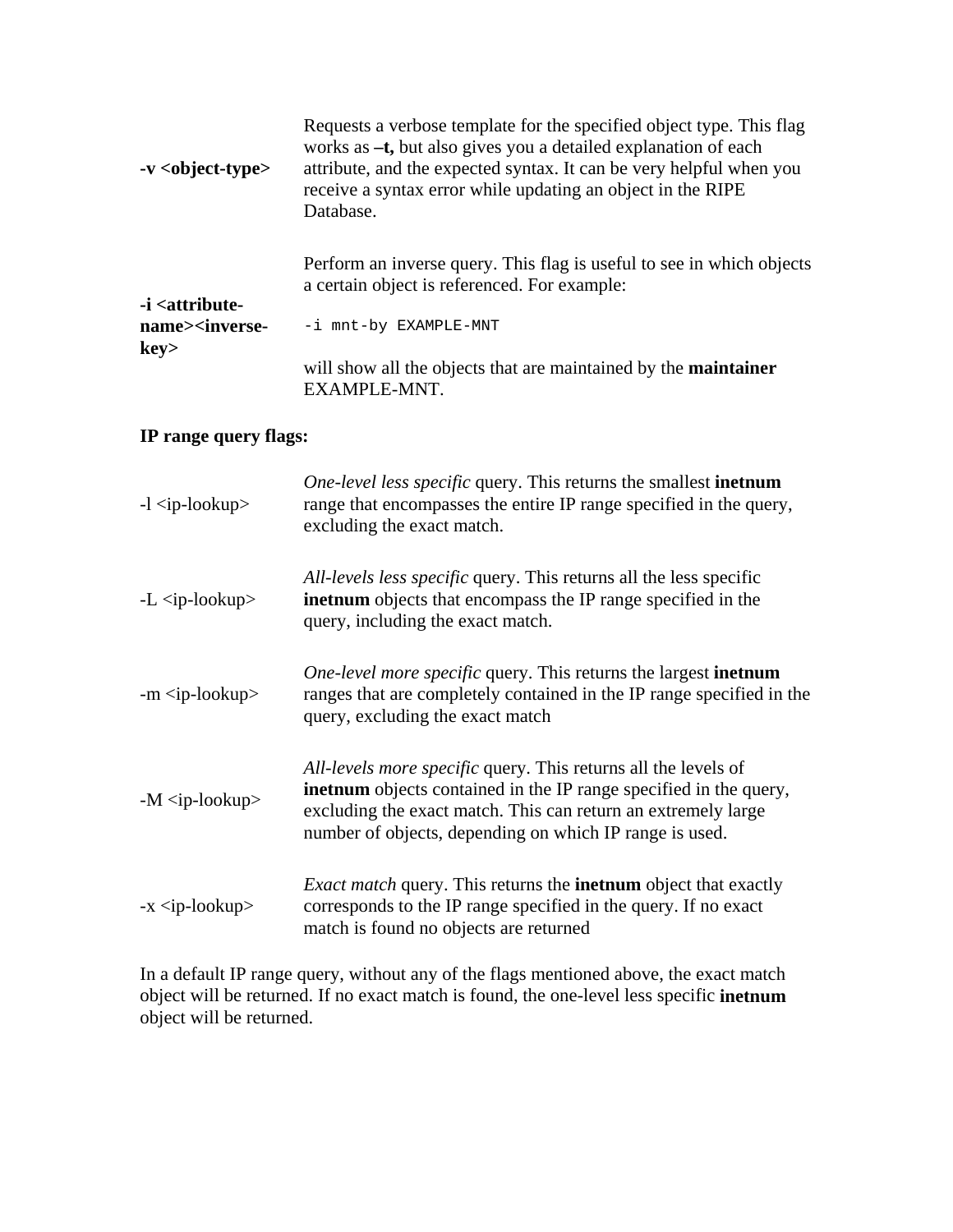| | |
|---|---|
| **-v <object-type>** | Requests a verbose template for the specified object type. This flag works as **–t,** but also gives you a detailed explanation of each attribute, and the expected syntax. It can be very helpful when you receive a syntax error while updating an object in the RIPE Database. |
| **-i <attribute-name><inverse-key>** | Perform an inverse query. This flag is useful to see in which objects a certain object is referenced. For example: `-i mnt-by EXAMPLE-MNT` will show all the objects that are maintained by the **maintainer** EXAMPLE-MNT. |

**IP range query flags:**

| | |
|---|---|
| -l <ip-lookup> | *One-level less specific* query. This returns the smallest **inetnum** range that encompasses the entire IP range specified in the query, excluding the exact match. |
| -L <ip-lookup> | *All-levels less specific* query. This returns all the less specific **inetnum** objects that encompass the IP range specified in the query, including the exact match. |
| -m <ip-lookup> | *One-level more specific* query. This returns the largest **inetnum** ranges that are completely contained in the IP range specified in the query, excluding the exact match |
| -M <ip-lookup> | *All-levels more specific* query. This returns all the levels of **inetnum** objects contained in the IP range specified in the query, excluding the exact match. This can return an extremely large number of objects, depending on which IP range is used. |
| -x <ip-lookup> | *Exact match* query. This returns the **inetnum** object that exactly corresponds to the IP range specified in the query. If no exact match is found no objects are returned |

In a default IP range query, without any of the flags mentioned above, the exact match object will be returned. If no exact match is found, the one-level less specific **inetnum** object will be returned.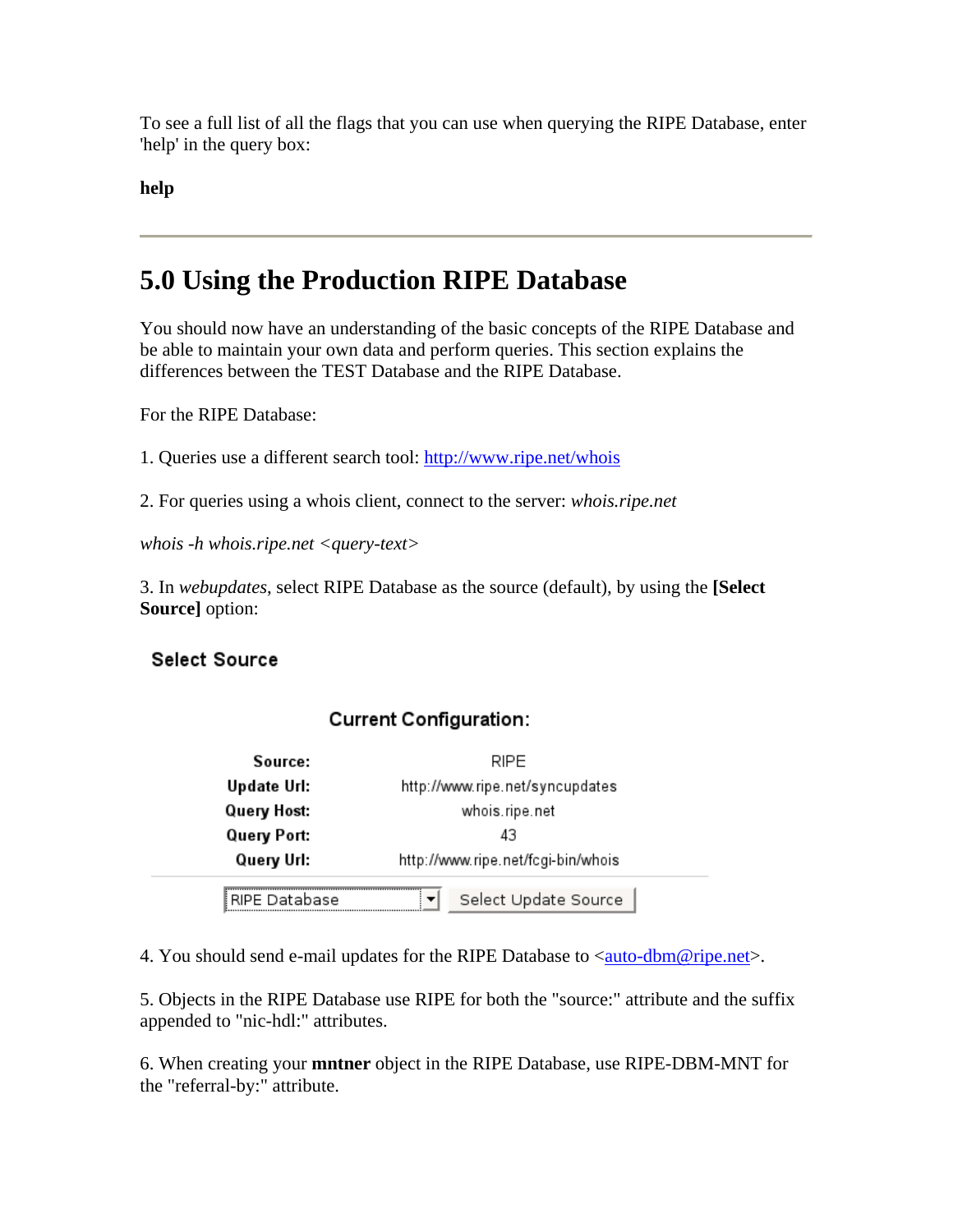To see a full list of all the flags that you can use when querying the RIPE Database, enter 'help' in the query box:

**help**

---

# 5.0 Using the Production RIPE Database

You should now have an understanding of the basic concepts of the RIPE Database and be able to maintain your own data and perform queries. This section explains the differences between the TEST Database and the RIPE Database.

For the RIPE Database:

1. Queries use a different search tool: http://www.ripe.net/whois

2. For queries using a whois client, connect to the server: *whois.ripe.net*

*whois -h whois.ripe.net <query-text>*

3. In *webupdates*, select RIPE Database as the source (default), by using the **[Select Source]** option:

**Select Source**

**Current Configuration:**

| | |
|---|---|
| **Source:** | RIPE |
| **Update Url:** | http://www.ripe.net/syncupdates |
| **Query Host:** | whois.ripe.net |
| **Query Port:** | 43 |
| **Query Url:** | http://www.ripe.net/fcgi-bin/whois |

RIPE Database [Select Update Source]

4. You should send e-mail updates for the RIPE Database to <auto-dbm@ripe.net>.

5. Objects in the RIPE Database use RIPE for both the "source:" attribute and the suffix appended to "nic-hdl:" attributes.

6. When creating your **mntner** object in the RIPE Database, use RIPE-DBM-MNT for the "referral-by:" attribute.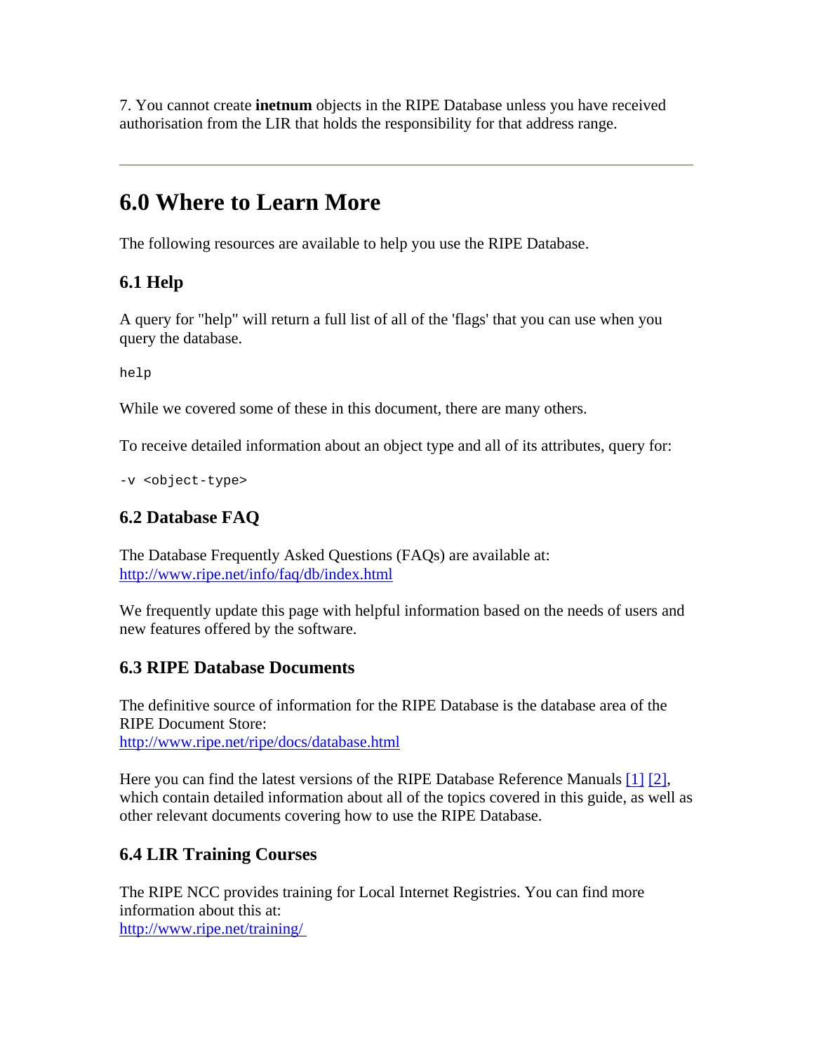7. You cannot create **inetnum** objects in the RIPE Database unless you have received authorisation from the LIR that holds the responsibility for that address range.

---

# 6.0 Where to Learn More

The following resources are available to help you use the RIPE Database.

## 6.1 Help

A query for "help" will return a full list of all of the 'flags' that you can use when you query the database.

```
help
```

While we covered some of these in this document, there are many others.

To receive detailed information about an object type and all of its attributes, query for:

```
-v <object-type>
```

## 6.2 Database FAQ

The Database Frequently Asked Questions (FAQs) are available at:
[http://www.ripe.net/info/faq/db/index.html](http://www.ripe.net/info/faq/db/index.html)

We frequently update this page with helpful information based on the needs of users and new features offered by the software.

## 6.3 RIPE Database Documents

The definitive source of information for the RIPE Database is the database area of the RIPE Document Store:
[http://www.ripe.net/ripe/docs/database.html](http://www.ripe.net/ripe/docs/database.html)

Here you can find the latest versions of the RIPE Database Reference Manuals [1] [2], which contain detailed information about all of the topics covered in this guide, as well as other relevant documents covering how to use the RIPE Database.

## 6.4 LIR Training Courses

The RIPE NCC provides training for Local Internet Registries. You can find more information about this at:
[http://www.ripe.net/training/](http://www.ripe.net/training/)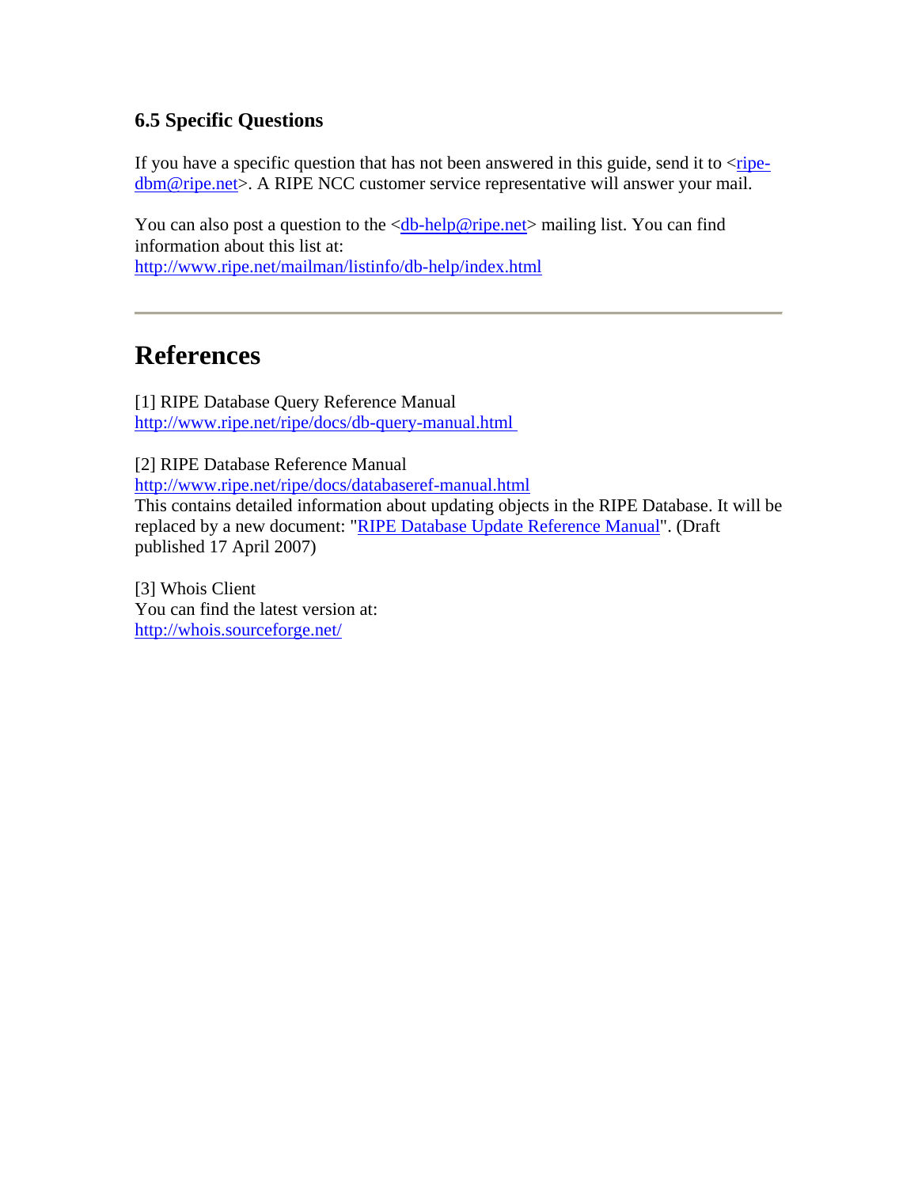### 6.5 Specific Questions

If you have a specific question that has not been answered in this guide, send it to <ripe-dbm@ripe.net>. A RIPE NCC customer service representative will answer your mail.

You can also post a question to the <db-help@ripe.net> mailing list. You can find information about this list at:
http://www.ripe.net/mailman/listinfo/db-help/index.html

---

# References

[1] RIPE Database Query Reference Manual
http://www.ripe.net/ripe/docs/db-query-manual.html

[2] RIPE Database Reference Manual
http://www.ripe.net/ripe/docs/databaseref-manual.html
This contains detailed information about updating objects in the RIPE Database. It will be replaced by a new document: "RIPE Database Update Reference Manual". (Draft published 17 April 2007)

[3] Whois Client
You can find the latest version at:
http://whois.sourceforge.net/